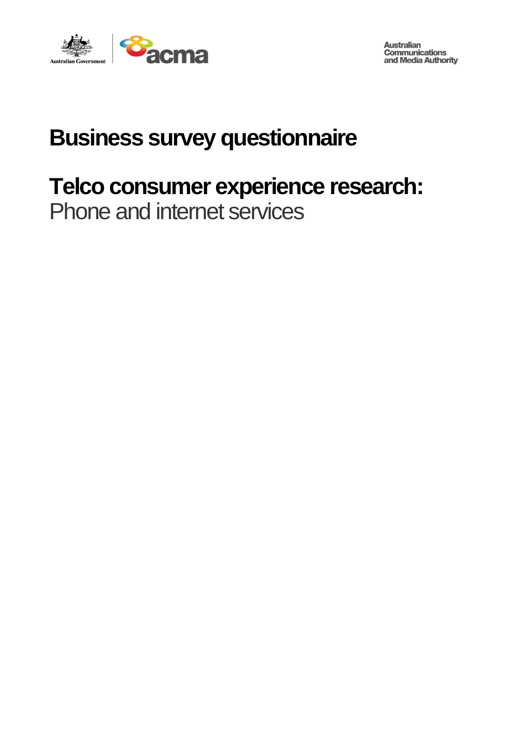Australian Government | acma

Australian Communications and Media Authority

# Business survey questionnaire

# Telco consumer experience research:

Phone and internet services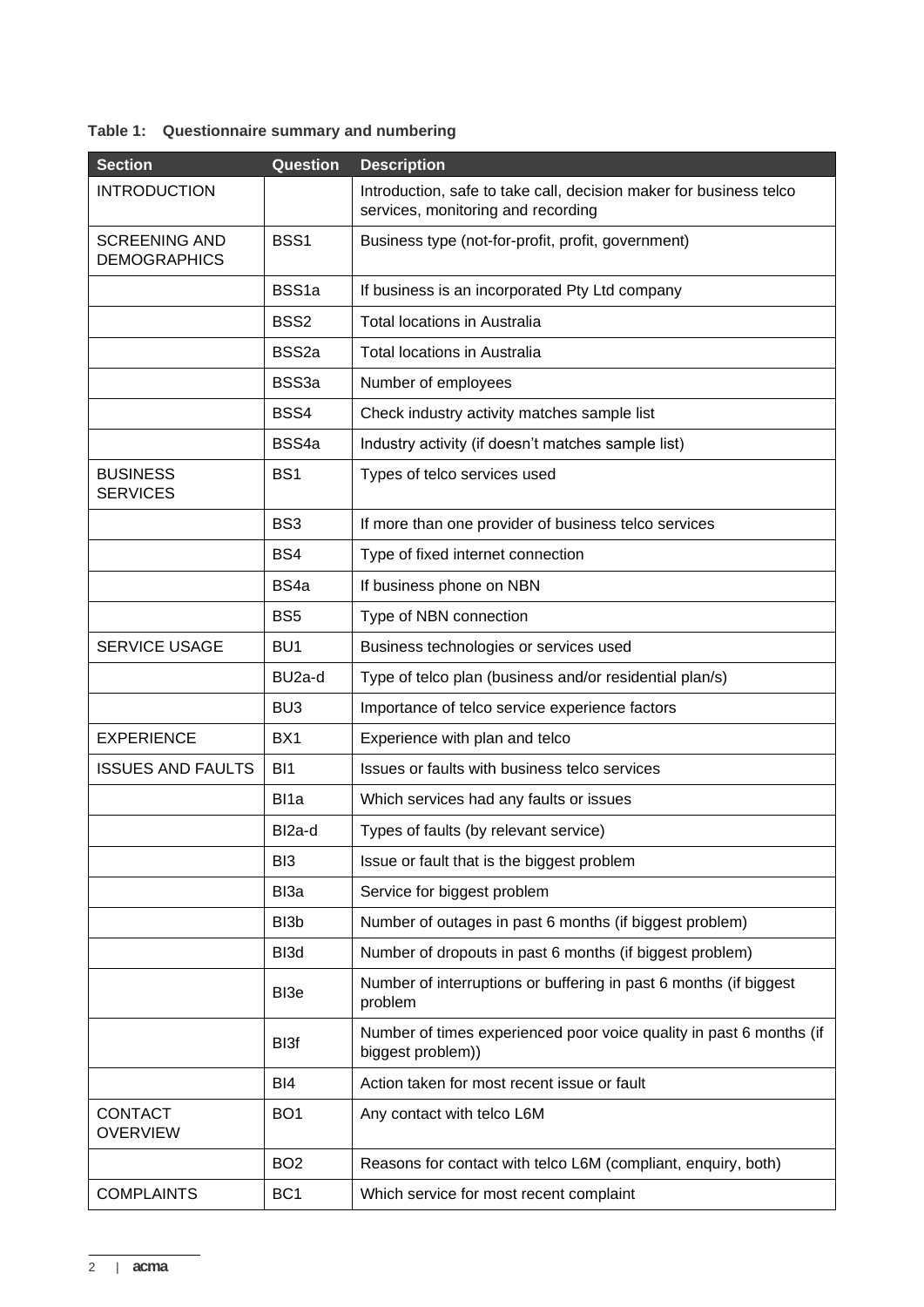**Table 1: Questionnaire summary and numbering**

| Section | Question | Description |
| --- | --- | --- |
| INTRODUCTION | | Introduction, safe to take call, decision maker for business telco services, monitoring and recording |
| SCREENING AND DEMOGRAPHICS | BSS1 | Business type (not-for-profit, profit, government) |
| | BSS1a | If business is an incorporated Pty Ltd company |
| | BSS2 | Total locations in Australia |
| | BSS2a | Total locations in Australia |
| | BSS3a | Number of employees |
| | BSS4 | Check industry activity matches sample list |
| | BSS4a | Industry activity (if doesn't matches sample list) |
| BUSINESS SERVICES | BS1 | Types of telco services used |
| | BS3 | If more than one provider of business telco services |
| | BS4 | Type of fixed internet connection |
| | BS4a | If business phone on NBN |
| | BS5 | Type of NBN connection |
| SERVICE USAGE | BU1 | Business technologies or services used |
| | BU2a-d | Type of telco plan (business and/or residential plan/s) |
| | BU3 | Importance of telco service experience factors |
| EXPERIENCE | BX1 | Experience with plan and telco |
| ISSUES AND FAULTS | BI1 | Issues or faults with business telco services |
| | BI1a | Which services had any faults or issues |
| | BI2a-d | Types of faults (by relevant service) |
| | BI3 | Issue or fault that is the biggest problem |
| | BI3a | Service for biggest problem |
| | BI3b | Number of outages in past 6 months (if biggest problem) |
| | BI3d | Number of dropouts in past 6 months (if biggest problem) |
| | BI3e | Number of interruptions or buffering in past 6 months (if biggest problem |
| | BI3f | Number of times experienced poor voice quality in past 6 months (if biggest problem)) |
| | BI4 | Action taken for most recent issue or fault |
| CONTACT OVERVIEW | BO1 | Any contact with telco L6M |
| | BO2 | Reasons for contact with telco L6M (compliant, enquiry, both) |
| COMPLAINTS | BC1 | Which service for most recent complaint |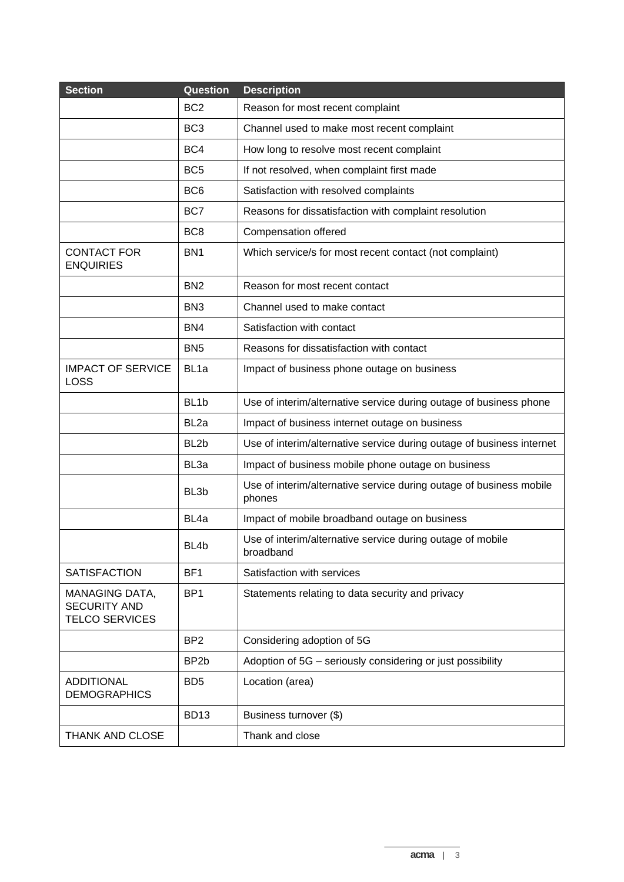| Section | Question | Description |
| --- | --- | --- |
| | BC2 | Reason for most recent complaint |
| | BC3 | Channel used to make most recent complaint |
| | BC4 | How long to resolve most recent complaint |
| | BC5 | If not resolved, when complaint first made |
| | BC6 | Satisfaction with resolved complaints |
| | BC7 | Reasons for dissatisfaction with complaint resolution |
| | BC8 | Compensation offered |
| CONTACT FOR ENQUIRIES | BN1 | Which service/s for most recent contact (not complaint) |
| | BN2 | Reason for most recent contact |
| | BN3 | Channel used to make contact |
| | BN4 | Satisfaction with contact |
| | BN5 | Reasons for dissatisfaction with contact |
| IMPACT OF SERVICE LOSS | BL1a | Impact of business phone outage on business |
| | BL1b | Use of interim/alternative service during outage of business phone |
| | BL2a | Impact of business internet outage on business |
| | BL2b | Use of interim/alternative service during outage of business internet |
| | BL3a | Impact of business mobile phone outage on business |
| | BL3b | Use of interim/alternative service during outage of business mobile phones |
| | BL4a | Impact of mobile broadband outage on business |
| | BL4b | Use of interim/alternative service during outage of mobile broadband |
| SATISFACTION | BF1 | Satisfaction with services |
| MANAGING DATA, SECURITY AND TELCO SERVICES | BP1 | Statements relating to data security and privacy |
| | BP2 | Considering adoption of 5G |
| | BP2b | Adoption of 5G – seriously considering or just possibility |
| ADDITIONAL DEMOGRAPHICS | BD5 | Location (area) |
| | BD13 | Business turnover ($) |
| THANK AND CLOSE | | Thank and close |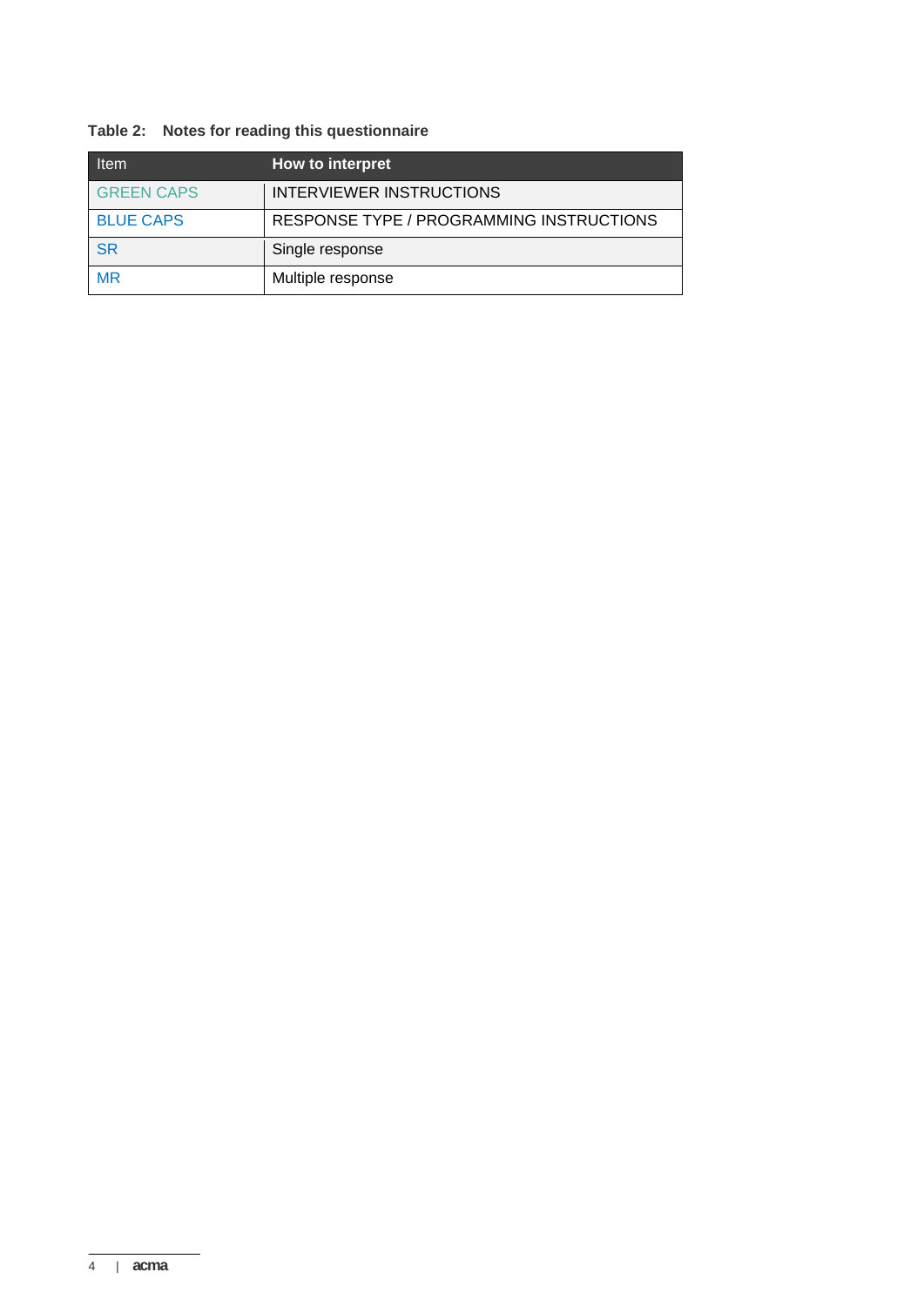**Table 2: Notes for reading this questionnaire**

| Item | How to interpret |
|---|---|
| GREEN CAPS | INTERVIEWER INSTRUCTIONS |
| BLUE CAPS | RESPONSE TYPE / PROGRAMMING INSTRUCTIONS |
| SR | Single response |
| MR | Multiple response |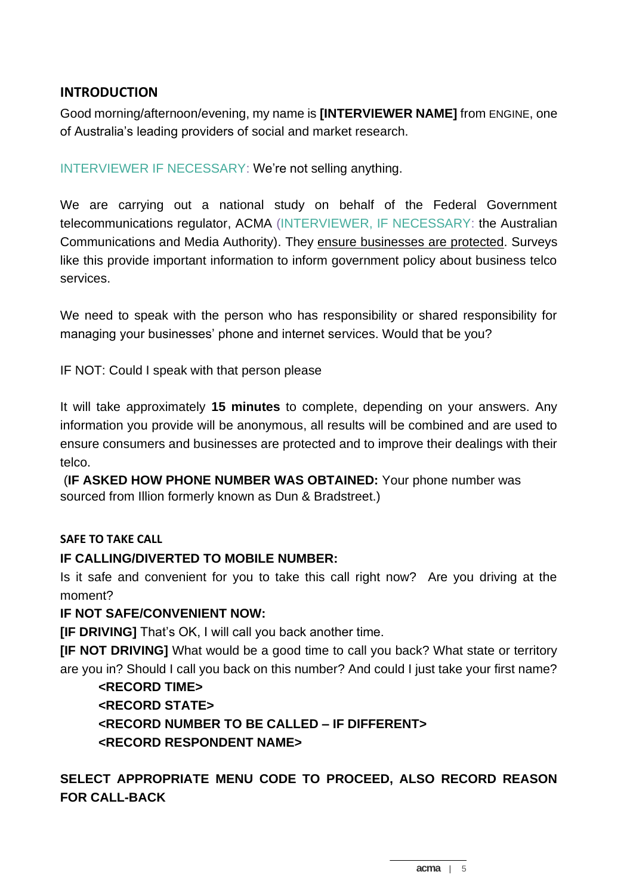## INTRODUCTION

Good morning/afternoon/evening, my name is **[INTERVIEWER NAME]** from ENGINE, one of Australia's leading providers of social and market research.

INTERVIEWER IF NECESSARY: We're not selling anything.

We are carrying out a national study on behalf of the Federal Government telecommunications regulator, ACMA (INTERVIEWER, IF NECESSARY: the Australian Communications and Media Authority). They <u>ensure businesses are protected</u>. Surveys like this provide important information to inform government policy about business telco services.

We need to speak with the person who has responsibility or shared responsibility for managing your businesses' phone and internet services. Would that be you?

IF NOT: Could I speak with that person please

It will take approximately **15 minutes** to complete, depending on your answers. Any information you provide will be anonymous, all results will be combined and are used to ensure consumers and businesses are protected and to improve their dealings with their telco.

(**IF ASKED HOW PHONE NUMBER WAS OBTAINED:** Your phone number was sourced from Illion formerly known as Dun & Bradstreet.)

### SAFE TO TAKE CALL

**IF CALLING/DIVERTED TO MOBILE NUMBER:**

Is it safe and convenient for you to take this call right now? Are you driving at the moment?

**IF NOT SAFE/CONVENIENT NOW:**

**[IF DRIVING]** That's OK, I will call you back another time.

**[IF NOT DRIVING]** What would be a good time to call you back? What state or territory are you in? Should I call you back on this number? And could I just take your first name?

**<RECORD TIME>**
**<RECORD STATE>**
**<RECORD NUMBER TO BE CALLED – IF DIFFERENT>**
**<RECORD RESPONDENT NAME>**

**SELECT APPROPRIATE MENU CODE TO PROCEED, ALSO RECORD REASON FOR CALL-BACK**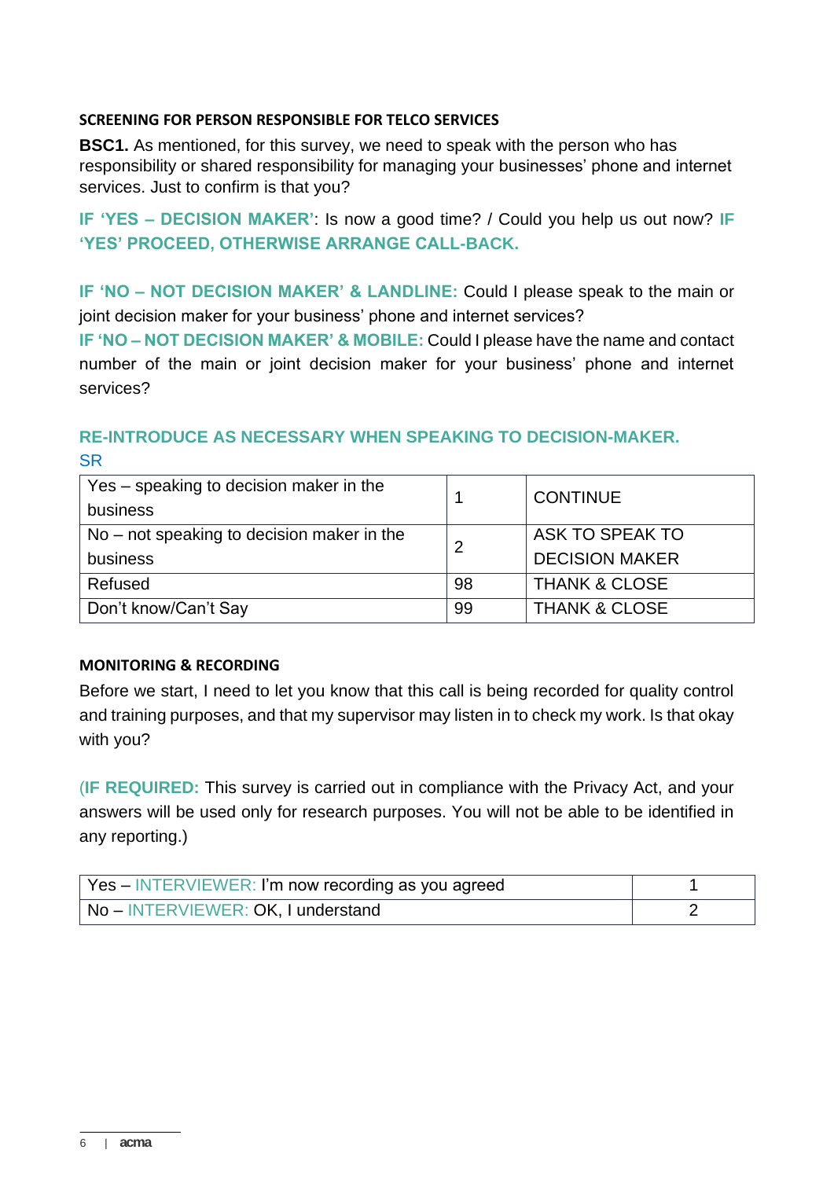#### SCREENING FOR PERSON RESPONSIBLE FOR TELCO SERVICES

**BSC1.** As mentioned, for this survey, we need to speak with the person who has responsibility or shared responsibility for managing your businesses' phone and internet services. Just to confirm is that you?

**IF 'YES – DECISION MAKER'**: Is now a good time? / Could you help us out now? **IF 'YES' PROCEED, OTHERWISE ARRANGE CALL-BACK.**

**IF 'NO – NOT DECISION MAKER' & LANDLINE:** Could I please speak to the main or joint decision maker for your business' phone and internet services?

**IF 'NO – NOT DECISION MAKER' & MOBILE:** Could I please have the name and contact number of the main or joint decision maker for your business' phone and internet services?

**RE-INTRODUCE AS NECESSARY WHEN SPEAKING TO DECISION-MAKER.**

SR

| | | |
|---|---|---|
| Yes – speaking to decision maker in the business | 1 | CONTINUE |
| No – not speaking to decision maker in the business | 2 | ASK TO SPEAK TO DECISION MAKER |
| Refused | 98 | THANK & CLOSE |
| Don't know/Can't Say | 99 | THANK & CLOSE |

#### MONITORING & RECORDING

Before we start, I need to let you know that this call is being recorded for quality control and training purposes, and that my supervisor may listen in to check my work. Is that okay with you?

(**IF REQUIRED:** This survey is carried out in compliance with the Privacy Act, and your answers will be used only for research purposes. You will not be able to be identified in any reporting.)

| | |
|---|---|
| Yes – INTERVIEWER: I'm now recording as you agreed | 1 |
| No – INTERVIEWER: OK, I understand | 2 |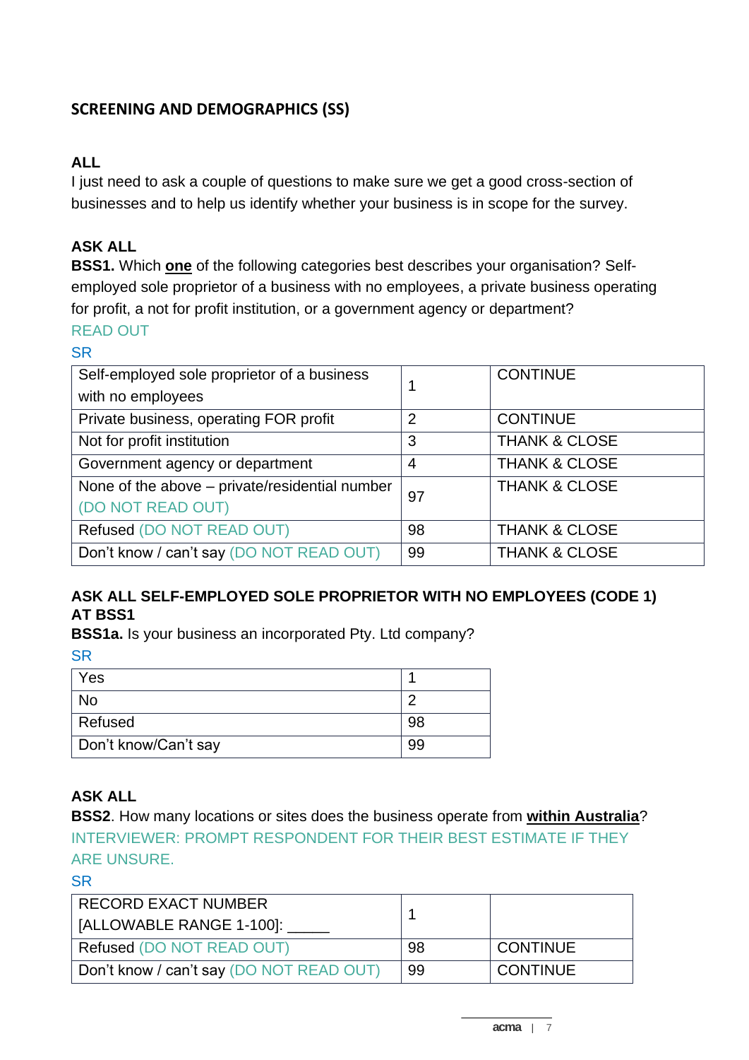## SCREENING AND DEMOGRAPHICS (SS)

**ALL**

I just need to ask a couple of questions to make sure we get a good cross-section of businesses and to help us identify whether your business is in scope for the survey.

**ASK ALL**

**BSS1.** Which **one** of the following categories best describes your organisation? Self-employed sole proprietor of a business with no employees, a private business operating for profit, a not for profit institution, or a government agency or department?

READ OUT

SR

| | | |
|---|---|---|
| Self-employed sole proprietor of a business with no employees | 1 | CONTINUE |
| Private business, operating FOR profit | 2 | CONTINUE |
| Not for profit institution | 3 | THANK & CLOSE |
| Government agency or department | 4 | THANK & CLOSE |
| None of the above – private/residential number (DO NOT READ OUT) | 97 | THANK & CLOSE |
| Refused (DO NOT READ OUT) | 98 | THANK & CLOSE |
| Don't know / can't say (DO NOT READ OUT) | 99 | THANK & CLOSE |

**ASK ALL SELF-EMPLOYED SOLE PROPRIETOR WITH NO EMPLOYEES (CODE 1) AT BSS1**

**BSS1a.** Is your business an incorporated Pty. Ltd company?

SR

| | |
|---|---|
| Yes | 1 |
| No | 2 |
| Refused | 98 |
| Don't know/Can't say | 99 |

**ASK ALL**

**BSS2**. How many locations or sites does the business operate from **within Australia**?

INTERVIEWER: PROMPT RESPONDENT FOR THEIR BEST ESTIMATE IF THEY ARE UNSURE.

SR

| | | |
|---|---|---|
| RECORD EXACT NUMBER [ALLOWABLE RANGE 1-100]: _____ | 1 | |
| Refused (DO NOT READ OUT) | 98 | CONTINUE |
| Don't know / can't say (DO NOT READ OUT) | 99 | CONTINUE |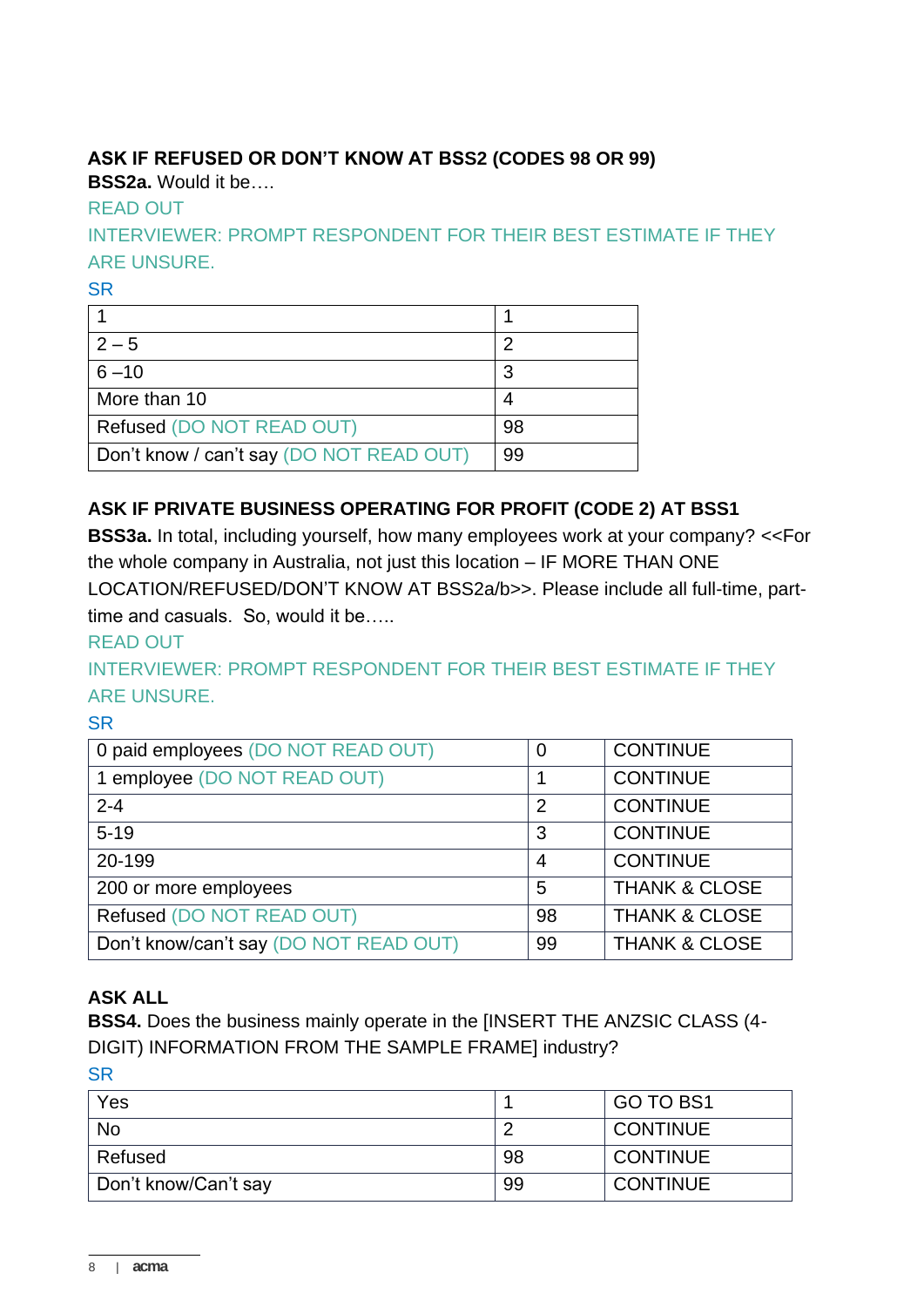**ASK IF REFUSED OR DON'T KNOW AT BSS2 (CODES 98 OR 99)**

**BSS2a.** Would it be….

READ OUT

INTERVIEWER: PROMPT RESPONDENT FOR THEIR BEST ESTIMATE IF THEY ARE UNSURE.

SR

| | |
|---|---|
| 1 | 1 |
| 2 – 5 | 2 |
| 6 –10 | 3 |
| More than 10 | 4 |
| Refused (DO NOT READ OUT) | 98 |
| Don't know / can't say (DO NOT READ OUT) | 99 |

**ASK IF PRIVATE BUSINESS OPERATING FOR PROFIT (CODE 2) AT BSS1**

**BSS3a.** In total, including yourself, how many employees work at your company? <<For the whole company in Australia, not just this location – IF MORE THAN ONE LOCATION/REFUSED/DON'T KNOW AT BSS2a/b>>. Please include all full-time, part-time and casuals. So, would it be…..

READ OUT

INTERVIEWER: PROMPT RESPONDENT FOR THEIR BEST ESTIMATE IF THEY ARE UNSURE.

SR

| | | |
|---|---|---|
| 0 paid employees (DO NOT READ OUT) | 0 | CONTINUE |
| 1 employee (DO NOT READ OUT) | 1 | CONTINUE |
| 2-4 | 2 | CONTINUE |
| 5-19 | 3 | CONTINUE |
| 20-199 | 4 | CONTINUE |
| 200 or more employees | 5 | THANK & CLOSE |
| Refused (DO NOT READ OUT) | 98 | THANK & CLOSE |
| Don't know/can't say (DO NOT READ OUT) | 99 | THANK & CLOSE |

**ASK ALL**

**BSS4.** Does the business mainly operate in the [INSERT THE ANZSIC CLASS (4-DIGIT) INFORMATION FROM THE SAMPLE FRAME] industry?

SR

| | | |
|---|---|---|
| Yes | 1 | GO TO BS1 |
| No | 2 | CONTINUE |
| Refused | 98 | CONTINUE |
| Don't know/Can't say | 99 | CONTINUE |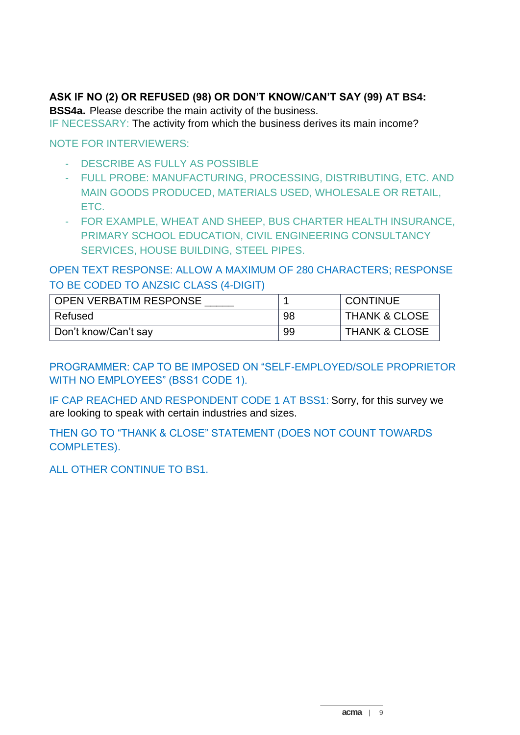**ASK IF NO (2) OR REFUSED (98) OR DON'T KNOW/CAN'T SAY (99) AT BS4:**

**BSS4a.** Please describe the main activity of the business.

IF NECESSARY: The activity from which the business derives its main income?

NOTE FOR INTERVIEWERS:

- DESCRIBE AS FULLY AS POSSIBLE
- FULL PROBE: MANUFACTURING, PROCESSING, DISTRIBUTING, ETC. AND MAIN GOODS PRODUCED, MATERIALS USED, WHOLESALE OR RETAIL, ETC.
- FOR EXAMPLE, WHEAT AND SHEEP, BUS CHARTER HEALTH INSURANCE, PRIMARY SCHOOL EDUCATION, CIVIL ENGINEERING CONSULTANCY SERVICES, HOUSE BUILDING, STEEL PIPES.

OPEN TEXT RESPONSE: ALLOW A MAXIMUM OF 280 CHARACTERS; RESPONSE TO BE CODED TO ANZSIC CLASS (4-DIGIT)

| OPEN VERBATIM RESPONSE _____ | 1 | CONTINUE |
|---|---|---|
| Refused | 98 | THANK & CLOSE |
| Don't know/Can't say | 99 | THANK & CLOSE |

PROGRAMMER: CAP TO BE IMPOSED ON "SELF-EMPLOYED/SOLE PROPRIETOR WITH NO EMPLOYEES" (BSS1 CODE 1).

IF CAP REACHED AND RESPONDENT CODE 1 AT BSS1: Sorry, for this survey we are looking to speak with certain industries and sizes.

THEN GO TO "THANK & CLOSE" STATEMENT (DOES NOT COUNT TOWARDS COMPLETES).

ALL OTHER CONTINUE TO BS1.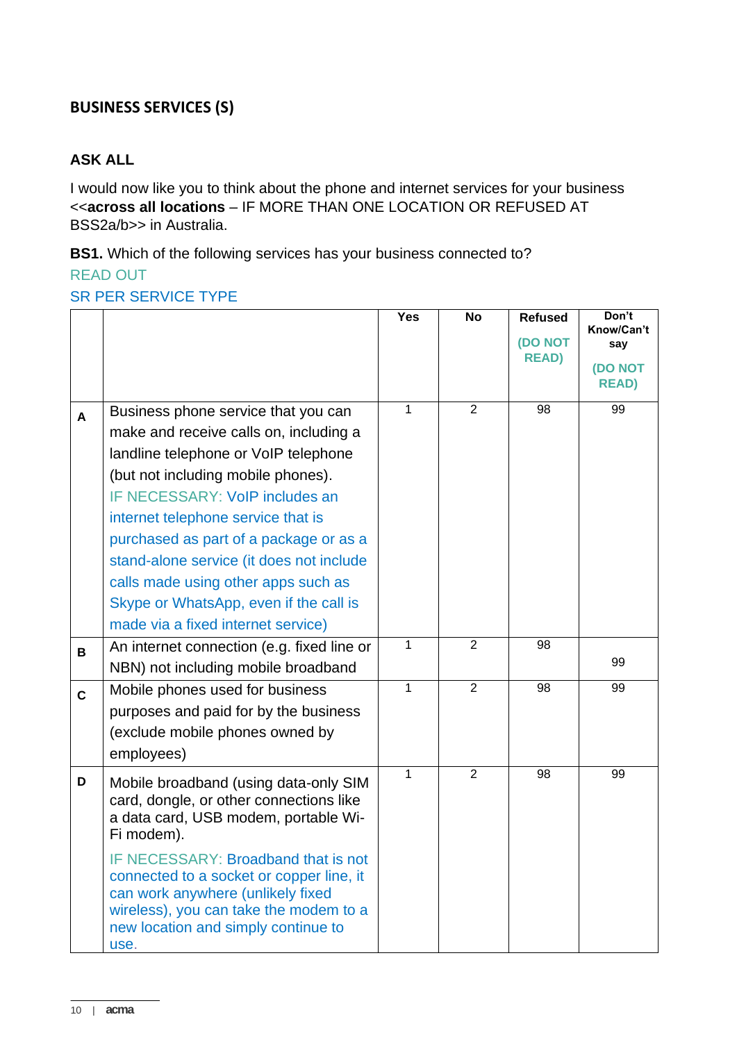## BUSINESS SERVICES (S)

**ASK ALL**

I would now like you to think about the phone and internet services for your business <<**across all locations** – IF MORE THAN ONE LOCATION OR REFUSED AT BSS2a/b>> in Australia.

**BS1.** Which of the following services has your business connected to?

READ OUT

SR PER SERVICE TYPE

| | | Yes | No | Refused (DO NOT READ) | Don't Know/Can't say (DO NOT READ) |
|---|---|---|---|---|---|
| A | Business phone service that you can make and receive calls on, including a landline telephone or VoIP telephone (but not including mobile phones). IF NECESSARY: VoIP includes an internet telephone service that is purchased as part of a package or as a stand-alone service (it does not include calls made using other apps such as Skype or WhatsApp, even if the call is made via a fixed internet service) | 1 | 2 | 98 | 99 |
| B | An internet connection (e.g. fixed line or NBN) not including mobile broadband | 1 | 2 | 98 | 99 |
| C | Mobile phones used for business purposes and paid for by the business (exclude mobile phones owned by employees) | 1 | 2 | 98 | 99 |
| D | Mobile broadband (using data-only SIM card, dongle, or other connections like a data card, USB modem, portable Wi-Fi modem). IF NECESSARY: Broadband that is not connected to a socket or copper line, it can work anywhere (unlikely fixed wireless), you can take the modem to a new location and simply continue to use. | 1 | 2 | 98 | 99 |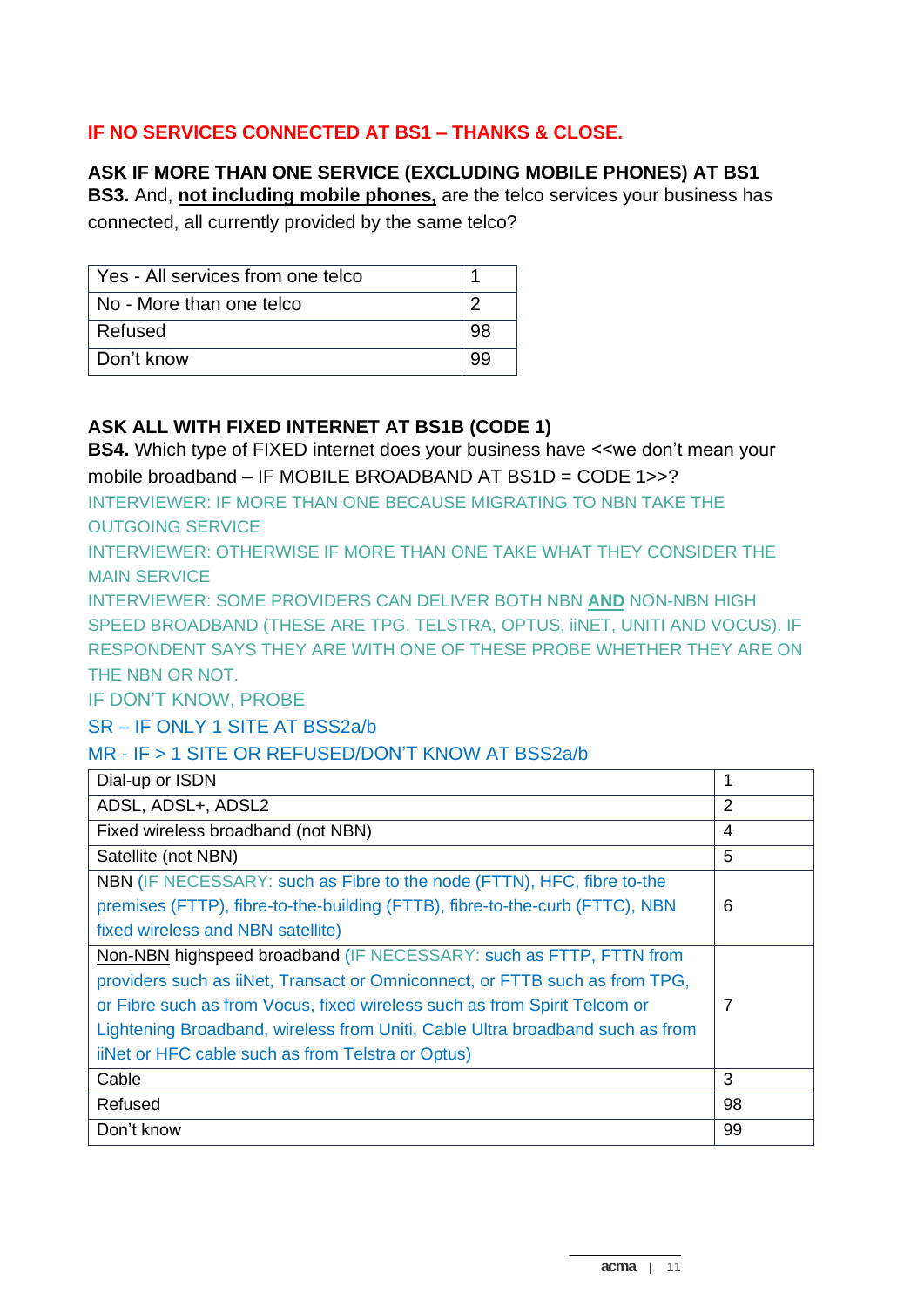**IF NO SERVICES CONNECTED AT BS1 – THANKS & CLOSE.**

**ASK IF MORE THAN ONE SERVICE (EXCLUDING MOBILE PHONES) AT BS1**

**BS3.** And, **not including mobile phones,** are the telco services your business has connected, all currently provided by the same telco?

| Yes - All services from one telco | 1 |
|---|---|
| No - More than one telco | 2 |
| Refused | 98 |
| Don't know | 99 |

**ASK ALL WITH FIXED INTERNET AT BS1B (CODE 1)**

**BS4.** Which type of FIXED internet does your business have <<we don't mean your mobile broadband – IF MOBILE BROADBAND AT BS1D = CODE 1>>?

INTERVIEWER: IF MORE THAN ONE BECAUSE MIGRATING TO NBN TAKE THE OUTGOING SERVICE

INTERVIEWER: OTHERWISE IF MORE THAN ONE TAKE WHAT THEY CONSIDER THE MAIN SERVICE

INTERVIEWER: SOME PROVIDERS CAN DELIVER BOTH NBN **AND** NON-NBN HIGH SPEED BROADBAND (THESE ARE TPG, TELSTRA, OPTUS, iiNET, UNITI AND VOCUS). IF RESPONDENT SAYS THEY ARE WITH ONE OF THESE PROBE WHETHER THEY ARE ON THE NBN OR NOT.

IF DON'T KNOW, PROBE

SR – IF ONLY 1 SITE AT BSS2a/b

MR - IF > 1 SITE OR REFUSED/DON'T KNOW AT BSS2a/b

| Dial-up or ISDN | 1 |
|---|---|
| ADSL, ADSL+, ADSL2 | 2 |
| Fixed wireless broadband (not NBN) | 4 |
| Satellite (not NBN) | 5 |
| NBN (IF NECESSARY: such as Fibre to the node (FTTN), HFC, fibre to-the premises (FTTP), fibre-to-the-building (FTTB), fibre-to-the-curb (FTTC), NBN fixed wireless and NBN satellite) | 6 |
| Non-NBN highspeed broadband (IF NECESSARY: such as FTTP, FTTN from providers such as iiNet, Transact or Omniconnect, or FTTB such as from TPG, or Fibre such as from Vocus, fixed wireless such as from Spirit Telcom or Lightening Broadband, wireless from Uniti, Cable Ultra broadband such as from iiNet or HFC cable such as from Telstra or Optus) | 7 |
| Cable | 3 |
| Refused | 98 |
| Don't know | 99 |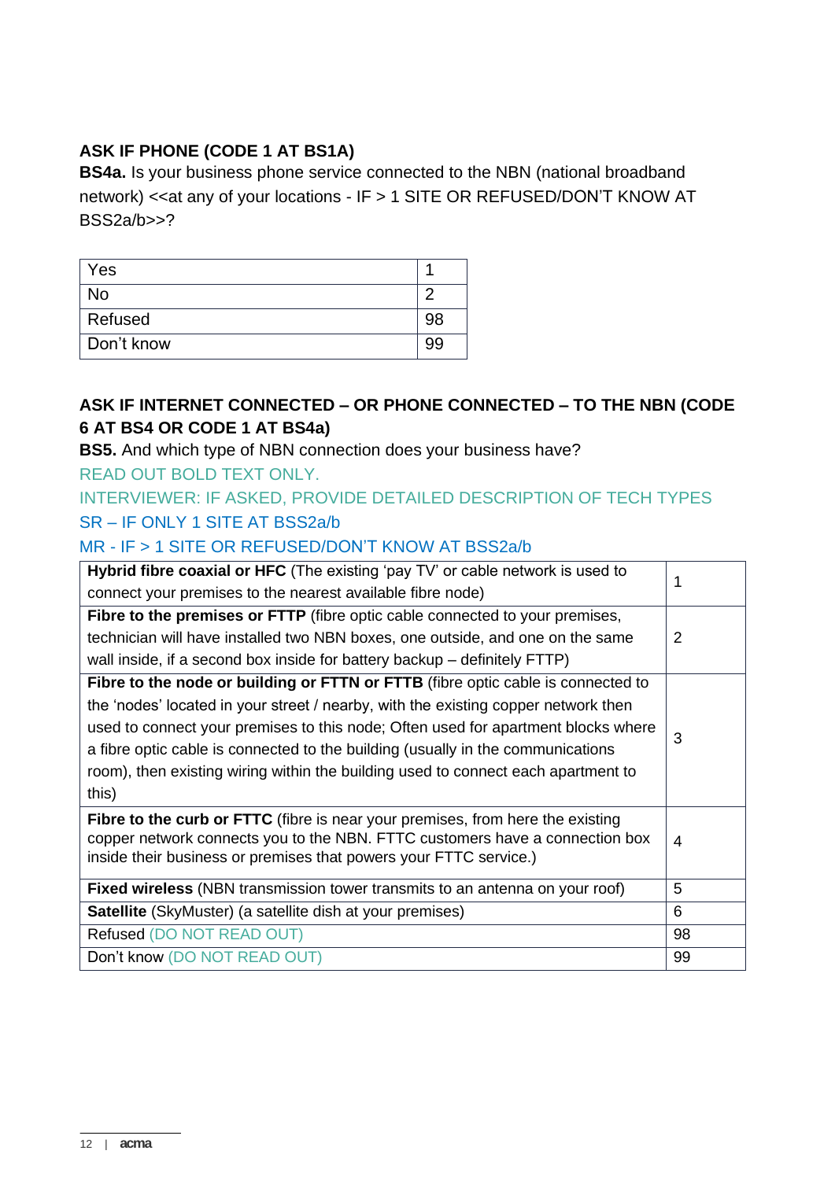**ASK IF PHONE (CODE 1 AT BS1A)**

**BS4a.** Is your business phone service connected to the NBN (national broadband network) <<at any of your locations - IF > 1 SITE OR REFUSED/DON'T KNOW AT BSS2a/b>>?

| | |
|---|---|
| Yes | 1 |
| No | 2 |
| Refused | 98 |
| Don't know | 99 |

**ASK IF INTERNET CONNECTED – OR PHONE CONNECTED – TO THE NBN (CODE 6 AT BS4 OR CODE 1 AT BS4a)**

**BS5.** And which type of NBN connection does your business have?

READ OUT BOLD TEXT ONLY.

INTERVIEWER: IF ASKED, PROVIDE DETAILED DESCRIPTION OF TECH TYPES

SR – IF ONLY 1 SITE AT BSS2a/b

MR - IF > 1 SITE OR REFUSED/DON'T KNOW AT BSS2a/b

| | |
|---|---|
| **Hybrid fibre coaxial or HFC** (The existing 'pay TV' or cable network is used to connect your premises to the nearest available fibre node) | 1 |
| **Fibre to the premises or FTTP** (fibre optic cable connected to your premises, technician will have installed two NBN boxes, one outside, and one on the same wall inside, if a second box inside for battery backup – definitely FTTP) | 2 |
| **Fibre to the node or building or FTTN or FTTB** (fibre optic cable is connected to the 'nodes' located in your street / nearby, with the existing copper network then used to connect your premises to this node; Often used for apartment blocks where a fibre optic cable is connected to the building (usually in the communications room), then existing wiring within the building used to connect each apartment to this) | 3 |
| **Fibre to the curb or FTTC** (fibre is near your premises, from here the existing copper network connects you to the NBN. FTTC customers have a connection box inside their business or premises that powers your FTTC service.) | 4 |
| **Fixed wireless** (NBN transmission tower transmits to an antenna on your roof) | 5 |
| **Satellite** (SkyMuster) (a satellite dish at your premises) | 6 |
| Refused (DO NOT READ OUT) | 98 |
| Don't know (DO NOT READ OUT) | 99 |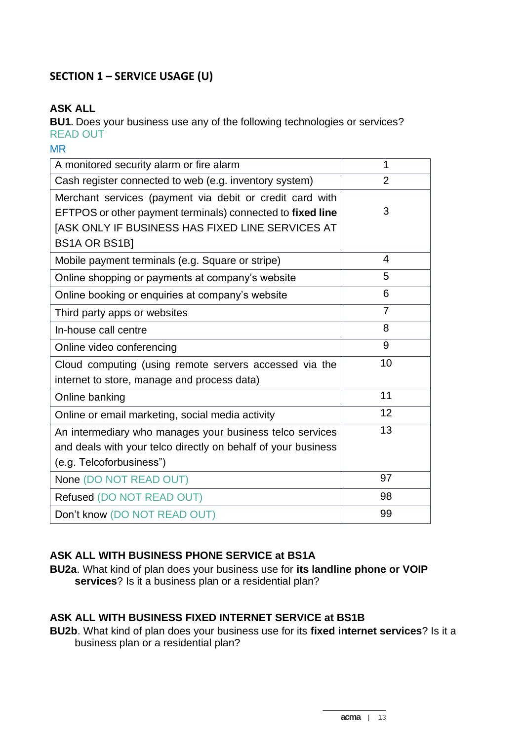## SECTION 1 – SERVICE USAGE (U)

**ASK ALL**

**BU1.** Does your business use any of the following technologies or services?
READ OUT
MR

| | |
|---|---|
| A monitored security alarm or fire alarm | 1 |
| Cash register connected to web (e.g. inventory system) | 2 |
| Merchant services (payment via debit or credit card with EFTPOS or other payment terminals) connected to **fixed line** [ASK ONLY IF BUSINESS HAS FIXED LINE SERVICES AT BS1A OR BS1B] | 3 |
| Mobile payment terminals (e.g. Square or stripe) | 4 |
| Online shopping or payments at company's website | 5 |
| Online booking or enquiries at company's website | 6 |
| Third party apps or websites | 7 |
| In-house call centre | 8 |
| Online video conferencing | 9 |
| Cloud computing (using remote servers accessed via the internet to store, manage and process data) | 10 |
| Online banking | 11 |
| Online or email marketing, social media activity | 12 |
| An intermediary who manages your business telco services and deals with your telco directly on behalf of your business (e.g. Telcoforbusiness") | 13 |
| None (DO NOT READ OUT) | 97 |
| Refused (DO NOT READ OUT) | 98 |
| Don't know (DO NOT READ OUT) | 99 |

**ASK ALL WITH BUSINESS PHONE SERVICE at BS1A**

**BU2a**. What kind of plan does your business use for **its landline phone or VOIP services**? Is it a business plan or a residential plan?

**ASK ALL WITH BUSINESS FIXED INTERNET SERVICE at BS1B**

**BU2b**. What kind of plan does your business use for its **fixed internet services**? Is it a business plan or a residential plan?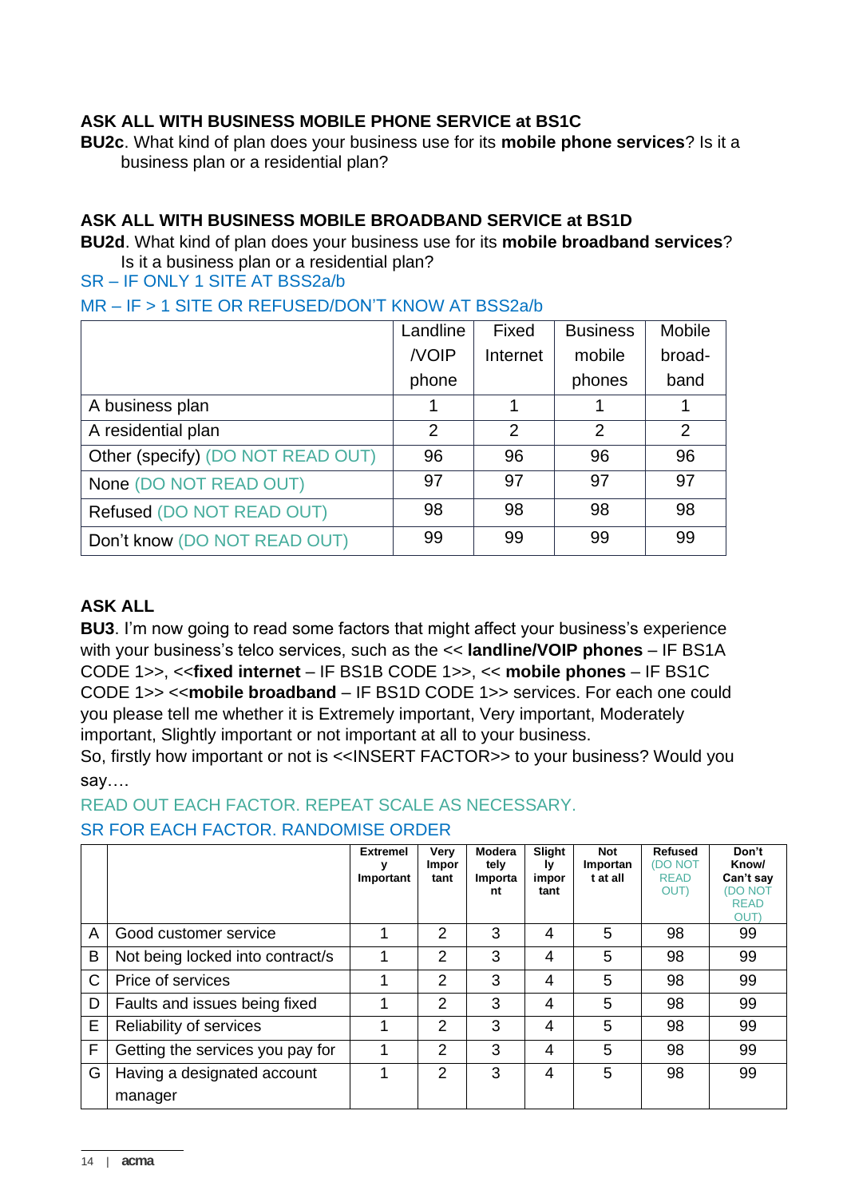**ASK ALL WITH BUSINESS MOBILE PHONE SERVICE at BS1C**

**BU2c**. What kind of plan does your business use for its **mobile phone services**? Is it a business plan or a residential plan?

**ASK ALL WITH BUSINESS MOBILE BROADBAND SERVICE at BS1D**

**BU2d**. What kind of plan does your business use for its **mobile broadband services**? Is it a business plan or a residential plan?

SR – IF ONLY 1 SITE AT BSS2a/b

MR – IF > 1 SITE OR REFUSED/DON'T KNOW AT BSS2a/b

| | Landline /VOIP phone | Fixed Internet | Business mobile phones | Mobile broad-band |
|---|---|---|---|---|
| A business plan | 1 | 1 | 1 | 1 |
| A residential plan | 2 | 2 | 2 | 2 |
| Other (specify) (DO NOT READ OUT) | 96 | 96 | 96 | 96 |
| None (DO NOT READ OUT) | 97 | 97 | 97 | 97 |
| Refused (DO NOT READ OUT) | 98 | 98 | 98 | 98 |
| Don't know (DO NOT READ OUT) | 99 | 99 | 99 | 99 |

**ASK ALL**

**BU3**. I'm now going to read some factors that might affect your business's experience with your business's telco services, such as the << **landline/VOIP phones** – IF BS1A CODE 1>>, <<**fixed internet** – IF BS1B CODE 1>>, << **mobile phones** – IF BS1C CODE 1>> <<**mobile broadband** – IF BS1D CODE 1>> services. For each one could you please tell me whether it is Extremely important, Very important, Moderately important, Slightly important or not important at all to your business.

So, firstly how important or not is <<INSERT FACTOR>> to your business? Would you say….

READ OUT EACH FACTOR. REPEAT SCALE AS NECESSARY.

SR FOR EACH FACTOR. RANDOMISE ORDER

| | | Extremely Important | Very Important | Moderately Important | Slightly important | Not Important at all | Refused (DO NOT READ OUT) | Don't Know/ Can't say (DO NOT READ OUT) |
|---|---|---|---|---|---|---|---|---|
| A | Good customer service | 1 | 2 | 3 | 4 | 5 | 98 | 99 |
| B | Not being locked into contract/s | 1 | 2 | 3 | 4 | 5 | 98 | 99 |
| C | Price of services | 1 | 2 | 3 | 4 | 5 | 98 | 99 |
| D | Faults and issues being fixed | 1 | 2 | 3 | 4 | 5 | 98 | 99 |
| E | Reliability of services | 1 | 2 | 3 | 4 | 5 | 98 | 99 |
| F | Getting the services you pay for | 1 | 2 | 3 | 4 | 5 | 98 | 99 |
| G | Having a designated account manager | 1 | 2 | 3 | 4 | 5 | 98 | 99 |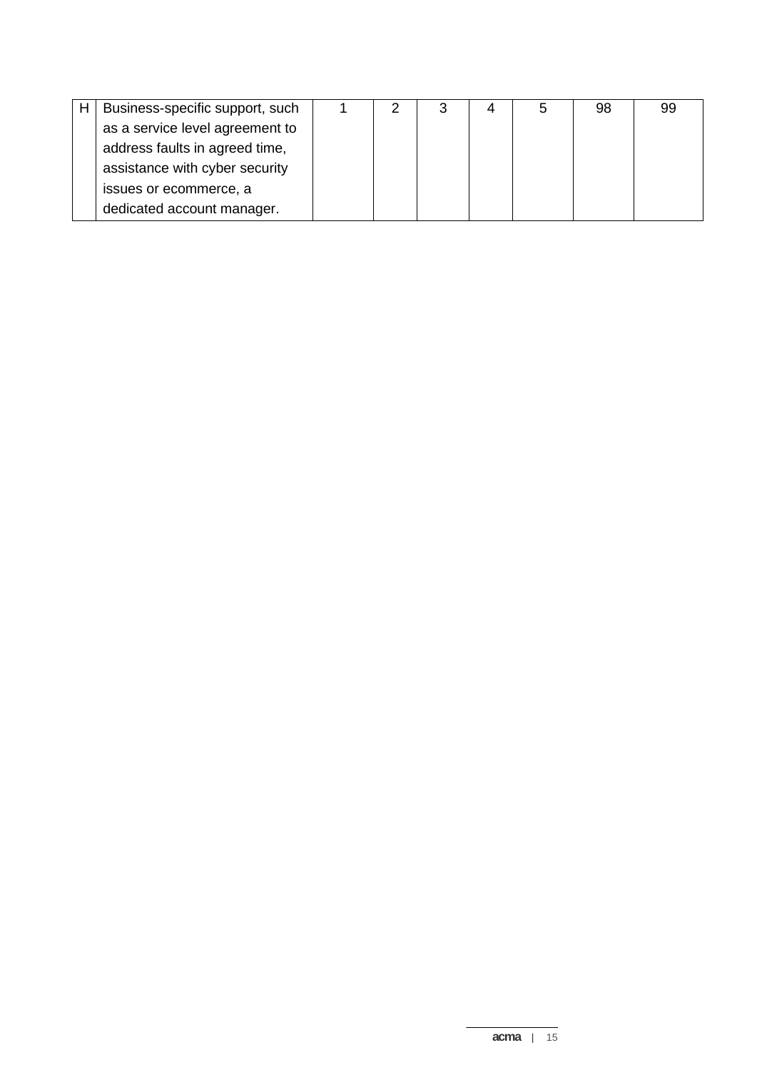| | | | | | | | | |
|---|---|---|---|---|---|---|---|---|
| H | Business-specific support, such as a service level agreement to address faults in agreed time, assistance with cyber security issues or ecommerce, a dedicated account manager. | 1 | 2 | 3 | 4 | 5 | 98 | 99 |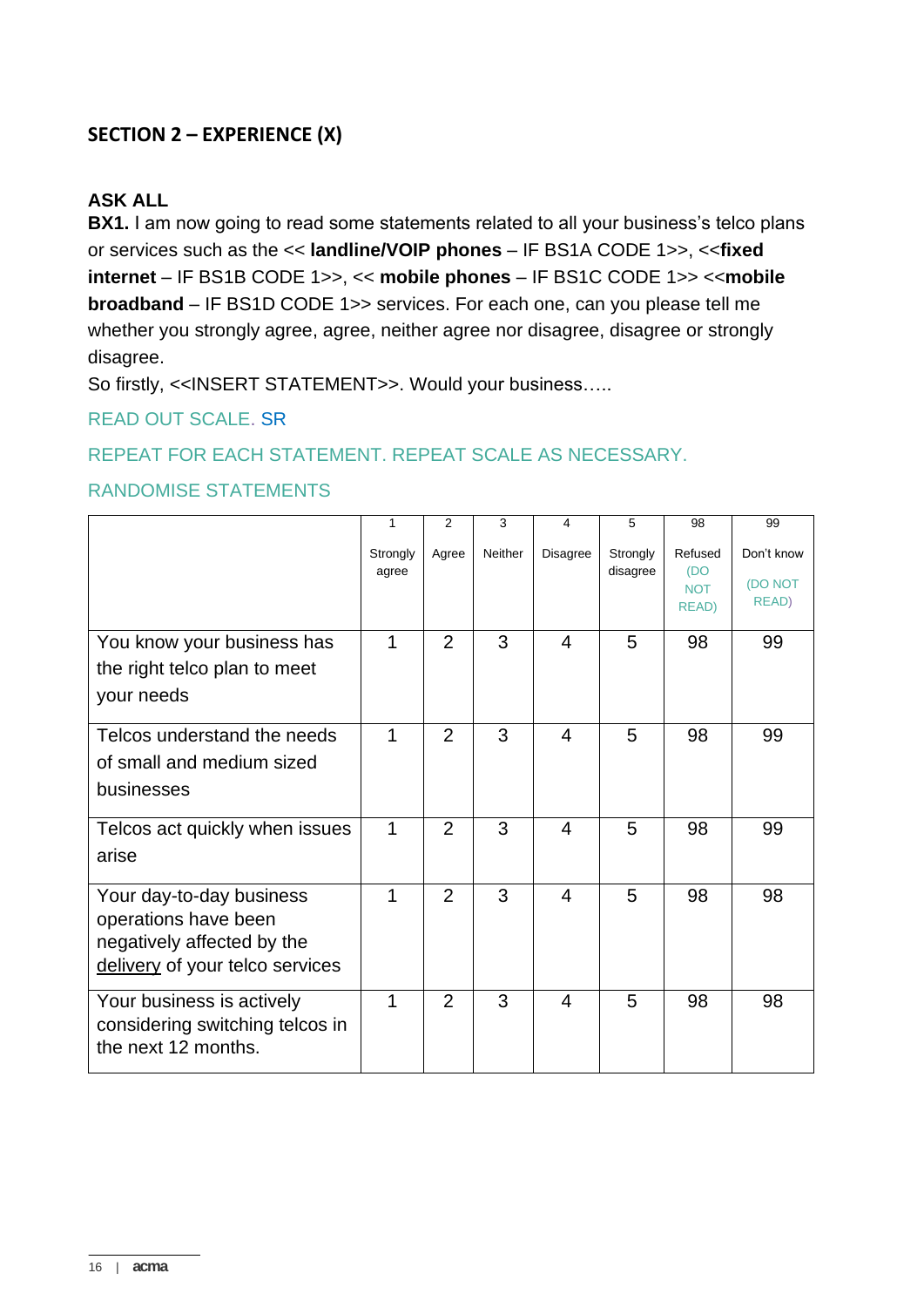## SECTION 2 – EXPERIENCE (X)

**ASK ALL**

**BX1.** I am now going to read some statements related to all your business's telco plans or services such as the << **landline/VOIP phones** – IF BS1A CODE 1>>, <<**fixed internet** – IF BS1B CODE 1>>, << **mobile phones** – IF BS1C CODE 1>> <<**mobile broadband** – IF BS1D CODE 1>> services. For each one, can you please tell me whether you strongly agree, agree, neither agree nor disagree, disagree or strongly disagree.

So firstly, <<INSERT STATEMENT>>. Would your business…..

READ OUT SCALE. SR

REPEAT FOR EACH STATEMENT. REPEAT SCALE AS NECESSARY.

RANDOMISE STATEMENTS

| | 1 Strongly agree | 2 Agree | 3 Neither | 4 Disagree | 5 Strongly disagree | 98 Refused (DO NOT READ) | 99 Don't know (DO NOT READ) |
|---|---|---|---|---|---|---|---|
| You know your business has the right telco plan to meet your needs | 1 | 2 | 3 | 4 | 5 | 98 | 99 |
| Telcos understand the needs of small and medium sized businesses | 1 | 2 | 3 | 4 | 5 | 98 | 99 |
| Telcos act quickly when issues arise | 1 | 2 | 3 | 4 | 5 | 98 | 99 |
| Your day-to-day business operations have been negatively affected by the delivery of your telco services | 1 | 2 | 3 | 4 | 5 | 98 | 98 |
| Your business is actively considering switching telcos in the next 12 months. | 1 | 2 | 3 | 4 | 5 | 98 | 98 |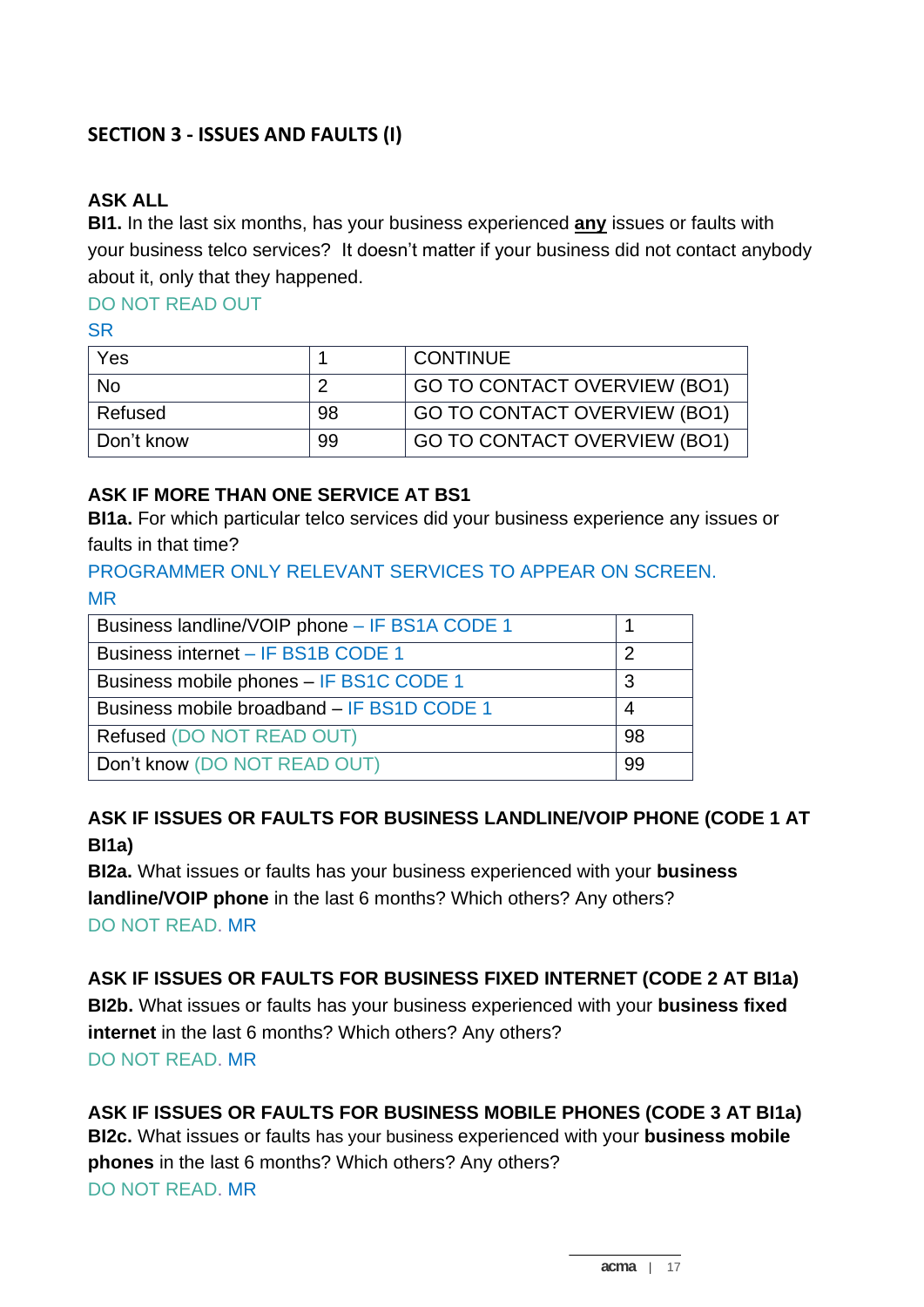## SECTION 3 - ISSUES AND FAULTS (I)

**ASK ALL**

**BI1.** In the last six months, has your business experienced **any** issues or faults with your business telco services? It doesn't matter if your business did not contact anybody about it, only that they happened.

DO NOT READ OUT

SR

| Yes | 1 | CONTINUE |
|---|---|---|
| No | 2 | GO TO CONTACT OVERVIEW (BO1) |
| Refused | 98 | GO TO CONTACT OVERVIEW (BO1) |
| Don't know | 99 | GO TO CONTACT OVERVIEW (BO1) |

**ASK IF MORE THAN ONE SERVICE AT BS1**

**BI1a.** For which particular telco services did your business experience any issues or faults in that time?

PROGRAMMER ONLY RELEVANT SERVICES TO APPEAR ON SCREEN.

MR

| Business landline/VOIP phone – IF BS1A CODE 1 | 1 |
|---|---|
| Business internet – IF BS1B CODE 1 | 2 |
| Business mobile phones – IF BS1C CODE 1 | 3 |
| Business mobile broadband – IF BS1D CODE 1 | 4 |
| Refused (DO NOT READ OUT) | 98 |
| Don't know (DO NOT READ OUT) | 99 |

**ASK IF ISSUES OR FAULTS FOR BUSINESS LANDLINE/VOIP PHONE (CODE 1 AT BI1a)**

**BI2a.** What issues or faults has your business experienced with your **business landline/VOIP phone** in the last 6 months? Which others? Any others?

DO NOT READ. MR

**ASK IF ISSUES OR FAULTS FOR BUSINESS FIXED INTERNET (CODE 2 AT BI1a)**

**BI2b.** What issues or faults has your business experienced with your **business fixed internet** in the last 6 months? Which others? Any others?

DO NOT READ. MR

**ASK IF ISSUES OR FAULTS FOR BUSINESS MOBILE PHONES (CODE 3 AT BI1a)**

**BI2c.** What issues or faults has your business experienced with your **business mobile phones** in the last 6 months? Which others? Any others?

DO NOT READ. MR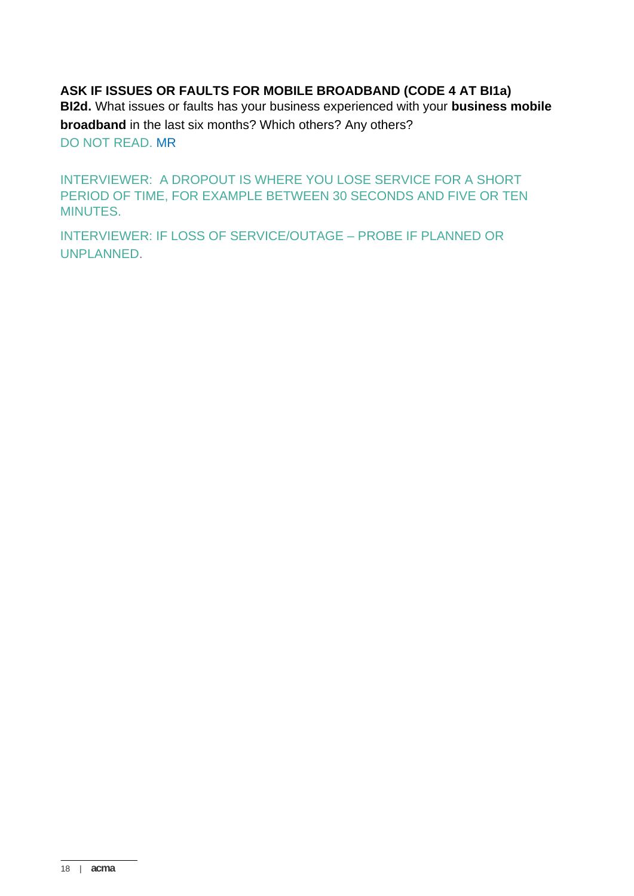**ASK IF ISSUES OR FAULTS FOR MOBILE BROADBAND (CODE 4 AT BI1a)**

**BI2d.** What issues or faults has your business experienced with your **business mobile broadband** in the last six months? Which others? Any others?

DO NOT READ. MR

INTERVIEWER: A DROPOUT IS WHERE YOU LOSE SERVICE FOR A SHORT PERIOD OF TIME, FOR EXAMPLE BETWEEN 30 SECONDS AND FIVE OR TEN MINUTES.

INTERVIEWER: IF LOSS OF SERVICE/OUTAGE – PROBE IF PLANNED OR UNPLANNED.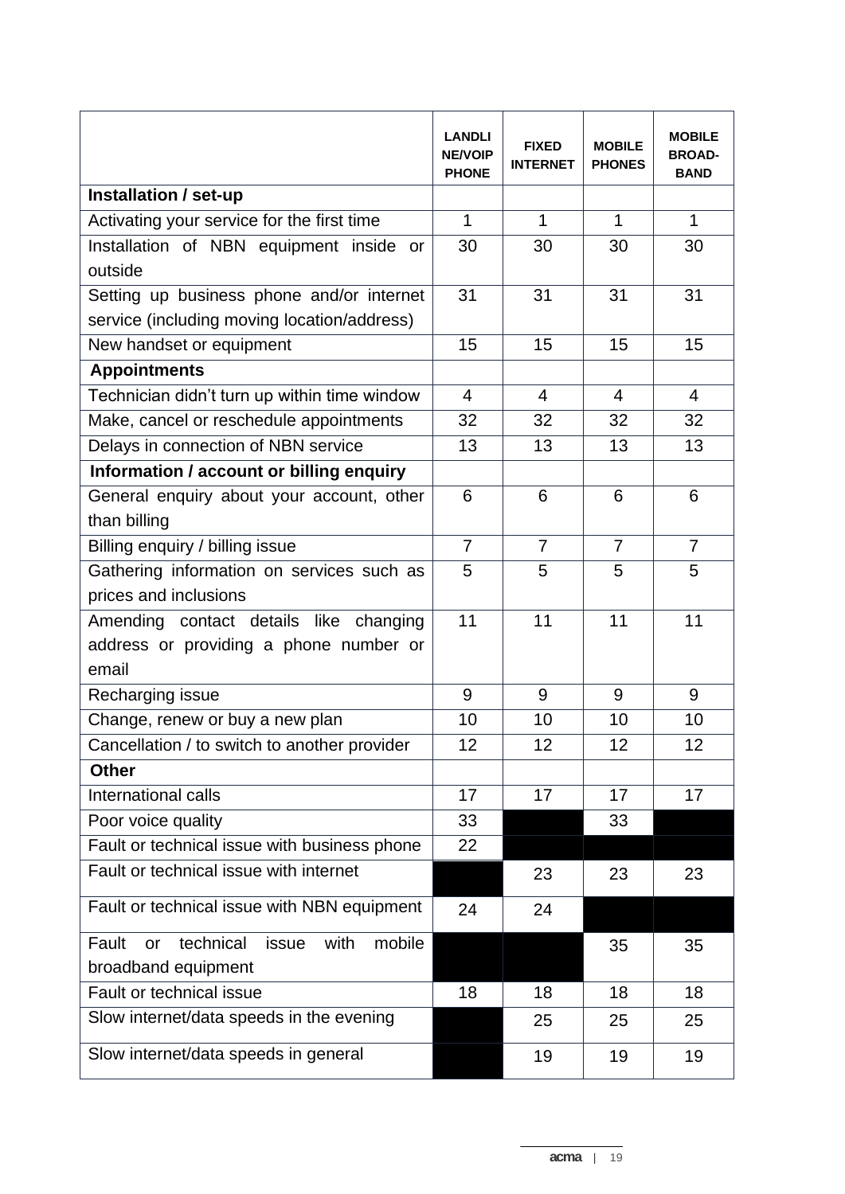| | LANDLINE/VOIP PHONE | FIXED INTERNET | MOBILE PHONES | MOBILE BROAD-BAND |
|---|---|---|---|---|
| **Installation / set-up** | | | | |
| Activating your service for the first time | 1 | 1 | 1 | 1 |
| Installation of NBN equipment inside or outside | 30 | 30 | 30 | 30 |
| Setting up business phone and/or internet service (including moving location/address) | 31 | 31 | 31 | 31 |
| New handset or equipment | 15 | 15 | 15 | 15 |
| **Appointments** | | | | |
| Technician didn't turn up within time window | 4 | 4 | 4 | 4 |
| Make, cancel or reschedule appointments | 32 | 32 | 32 | 32 |
| Delays in connection of NBN service | 13 | 13 | 13 | 13 |
| **Information / account or billing enquiry** | | | | |
| General enquiry about your account, other than billing | 6 | 6 | 6 | 6 |
| Billing enquiry / billing issue | 7 | 7 | 7 | 7 |
| Gathering information on services such as prices and inclusions | 5 | 5 | 5 | 5 |
| Amending contact details like changing address or providing a phone number or email | 11 | 11 | 11 | 11 |
| Recharging issue | 9 | 9 | 9 | 9 |
| Change, renew or buy a new plan | 10 | 10 | 10 | 10 |
| Cancellation / to switch to another provider | 12 | 12 | 12 | 12 |
| **Other** | | | | |
| International calls | 17 | 17 | 17 | 17 |
| Poor voice quality | 33 | | 33 | |
| Fault or technical issue with business phone | 22 | | | |
| Fault or technical issue with internet | | 23 | 23 | 23 |
| Fault or technical issue with NBN equipment | 24 | 24 | | |
| Fault or technical issue with mobile broadband equipment | | | 35 | 35 |
| Fault or technical issue | 18 | 18 | 18 | 18 |
| Slow internet/data speeds in the evening | | 25 | 25 | 25 |
| Slow internet/data speeds in general | | 19 | 19 | 19 |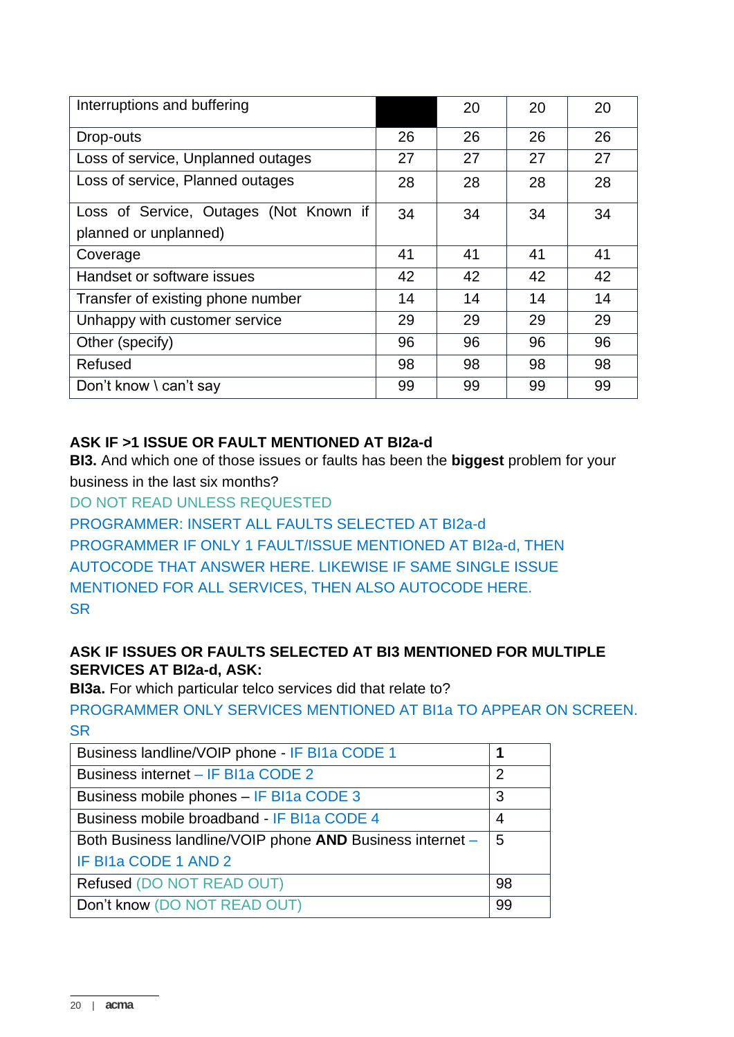| Interruptions and buffering | | 20 | 20 | 20 |
|---|---|---|---|---|
| Drop-outs | 26 | 26 | 26 | 26 |
| Loss of service, Unplanned outages | 27 | 27 | 27 | 27 |
| Loss of service, Planned outages | 28 | 28 | 28 | 28 |
| Loss of Service, Outages (Not Known if planned or unplanned) | 34 | 34 | 34 | 34 |
| Coverage | 41 | 41 | 41 | 41 |
| Handset or software issues | 42 | 42 | 42 | 42 |
| Transfer of existing phone number | 14 | 14 | 14 | 14 |
| Unhappy with customer service | 29 | 29 | 29 | 29 |
| Other (specify) | 96 | 96 | 96 | 96 |
| Refused | 98 | 98 | 98 | 98 |
| Don't know \ can't say | 99 | 99 | 99 | 99 |

**ASK IF >1 ISSUE OR FAULT MENTIONED AT BI2a-d**

**BI3.** And which one of those issues or faults has been the **biggest** problem for your business in the last six months?

DO NOT READ UNLESS REQUESTED

PROGRAMMER: INSERT ALL FAULTS SELECTED AT BI2a-d

PROGRAMMER IF ONLY 1 FAULT/ISSUE MENTIONED AT BI2a-d, THEN AUTOCODE THAT ANSWER HERE. LIKEWISE IF SAME SINGLE ISSUE MENTIONED FOR ALL SERVICES, THEN ALSO AUTOCODE HERE.

SR

**ASK IF ISSUES OR FAULTS SELECTED AT BI3 MENTIONED FOR MULTIPLE SERVICES AT BI2a-d, ASK:**

**BI3a.** For which particular telco services did that relate to?

PROGRAMMER ONLY SERVICES MENTIONED AT BI1a TO APPEAR ON SCREEN.

SR

| Business landline/VOIP phone - IF BI1a CODE 1 | **1** |
|---|---|
| Business internet – IF BI1a CODE 2 | 2 |
| Business mobile phones – IF BI1a CODE 3 | 3 |
| Business mobile broadband - IF BI1a CODE 4 | 4 |
| Both Business landline/VOIP phone **AND** Business internet – IF BI1a CODE 1 AND 2 | 5 |
| Refused (DO NOT READ OUT) | 98 |
| Don't know (DO NOT READ OUT) | 99 |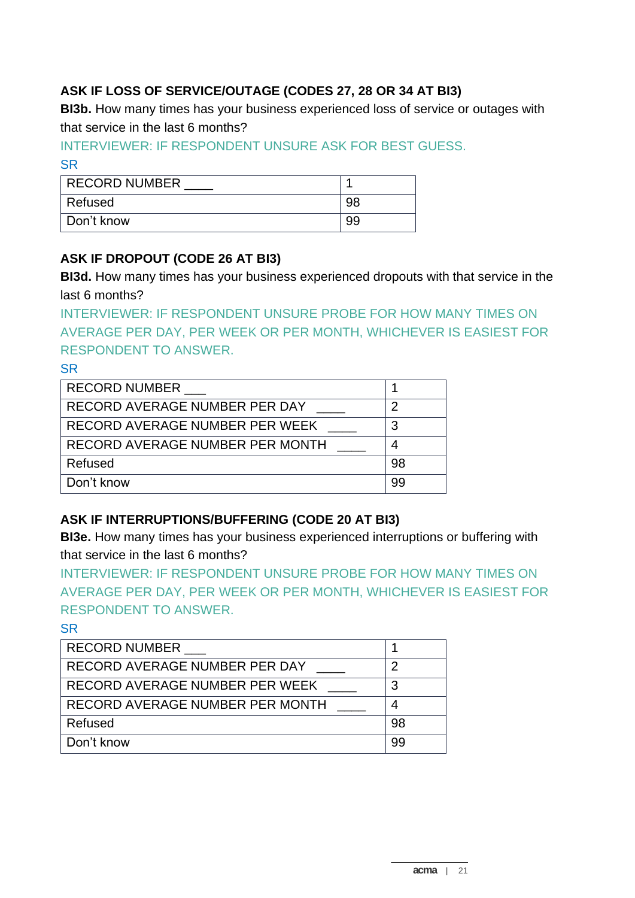**ASK IF LOSS OF SERVICE/OUTAGE (CODES 27, 28 OR 34 AT BI3)**

**BI3b.** How many times has your business experienced loss of service or outages with that service in the last 6 months?

INTERVIEWER: IF RESPONDENT UNSURE ASK FOR BEST GUESS.

SR

| RECORD NUMBER ____ | 1 |
|---|---|
| Refused | 98 |
| Don't know | 99 |

**ASK IF DROPOUT (CODE 26 AT BI3)**

**BI3d.** How many times has your business experienced dropouts with that service in the last 6 months?

INTERVIEWER: IF RESPONDENT UNSURE PROBE FOR HOW MANY TIMES ON AVERAGE PER DAY, PER WEEK OR PER MONTH, WHICHEVER IS EASIEST FOR RESPONDENT TO ANSWER.

SR

| RECORD NUMBER ___ | 1 |
|---|---|
| RECORD AVERAGE NUMBER PER DAY ____ | 2 |
| RECORD AVERAGE NUMBER PER WEEK ____ | 3 |
| RECORD AVERAGE NUMBER PER MONTH ____ | 4 |
| Refused | 98 |
| Don't know | 99 |

**ASK IF INTERRUPTIONS/BUFFERING (CODE 20 AT BI3)**

**BI3e.** How many times has your business experienced interruptions or buffering with that service in the last 6 months?

INTERVIEWER: IF RESPONDENT UNSURE PROBE FOR HOW MANY TIMES ON AVERAGE PER DAY, PER WEEK OR PER MONTH, WHICHEVER IS EASIEST FOR RESPONDENT TO ANSWER.

SR

| RECORD NUMBER ___ | 1 |
|---|---|
| RECORD AVERAGE NUMBER PER DAY ____ | 2 |
| RECORD AVERAGE NUMBER PER WEEK ____ | 3 |
| RECORD AVERAGE NUMBER PER MONTH ____ | 4 |
| Refused | 98 |
| Don't know | 99 |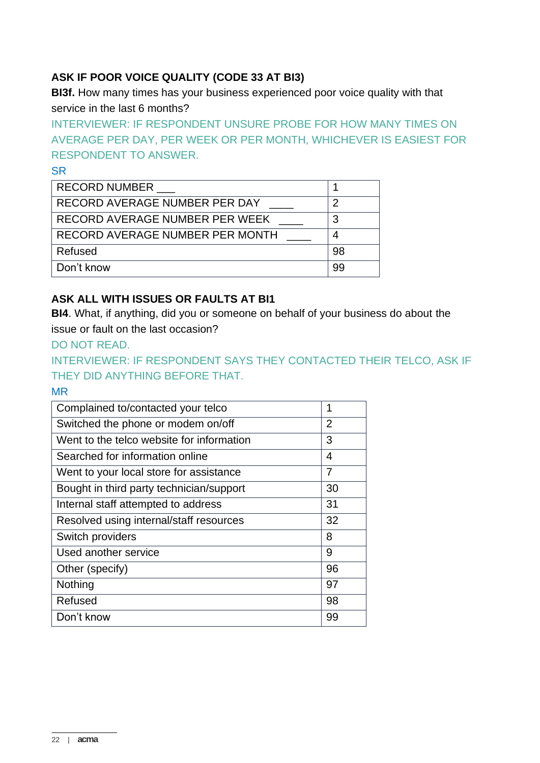**ASK IF POOR VOICE QUALITY (CODE 33 AT BI3)**

**BI3f.** How many times has your business experienced poor voice quality with that service in the last 6 months?

INTERVIEWER: IF RESPONDENT UNSURE PROBE FOR HOW MANY TIMES ON AVERAGE PER DAY, PER WEEK OR PER MONTH, WHICHEVER IS EASIEST FOR RESPONDENT TO ANSWER.

SR

| | |
|---|---|
| RECORD NUMBER ___ | 1 |
| RECORD AVERAGE NUMBER PER DAY ____ | 2 |
| RECORD AVERAGE NUMBER PER WEEK ____ | 3 |
| RECORD AVERAGE NUMBER PER MONTH ____ | 4 |
| Refused | 98 |
| Don't know | 99 |

**ASK ALL WITH ISSUES OR FAULTS AT BI1**

**BI4**. What, if anything, did you or someone on behalf of your business do about the issue or fault on the last occasion?

DO NOT READ.

INTERVIEWER: IF RESPONDENT SAYS THEY CONTACTED THEIR TELCO, ASK IF THEY DID ANYTHING BEFORE THAT.

MR

| | |
|---|---|
| Complained to/contacted your telco | 1 |
| Switched the phone or modem on/off | 2 |
| Went to the telco website for information | 3 |
| Searched for information online | 4 |
| Went to your local store for assistance | 7 |
| Bought in third party technician/support | 30 |
| Internal staff attempted to address | 31 |
| Resolved using internal/staff resources | 32 |
| Switch providers | 8 |
| Used another service | 9 |
| Other (specify) | 96 |
| Nothing | 97 |
| Refused | 98 |
| Don't know | 99 |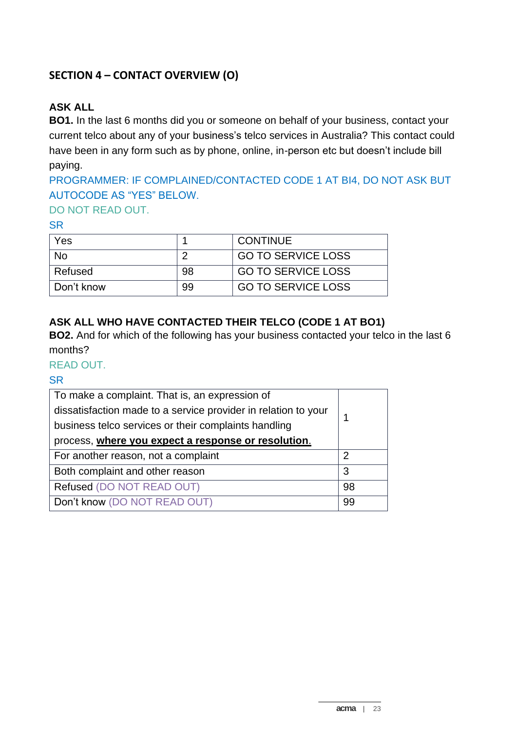## SECTION 4 – CONTACT OVERVIEW (O)

**ASK ALL**

**BO1.** In the last 6 months did you or someone on behalf of your business, contact your current telco about any of your business's telco services in Australia? This contact could have been in any form such as by phone, online, in-person etc but doesn't include bill paying.

PROGRAMMER: IF COMPLAINED/CONTACTED CODE 1 AT BI4, DO NOT ASK BUT AUTOCODE AS "YES" BELOW.

DO NOT READ OUT.

SR

| Yes | 1 | CONTINUE |
|---|---|---|
| No | 2 | GO TO SERVICE LOSS |
| Refused | 98 | GO TO SERVICE LOSS |
| Don't know | 99 | GO TO SERVICE LOSS |

**ASK ALL WHO HAVE CONTACTED THEIR TELCO (CODE 1 AT BO1)**

**BO2.** And for which of the following has your business contacted your telco in the last 6 months?

READ OUT.

SR

| To make a complaint. That is, an expression of dissatisfaction made to a service provider in relation to your business telco services or their complaints handling process, **where you expect a response or resolution**. | 1 |
|---|---|
| For another reason, not a complaint | 2 |
| Both complaint and other reason | 3 |
| Refused (DO NOT READ OUT) | 98 |
| Don't know (DO NOT READ OUT) | 99 |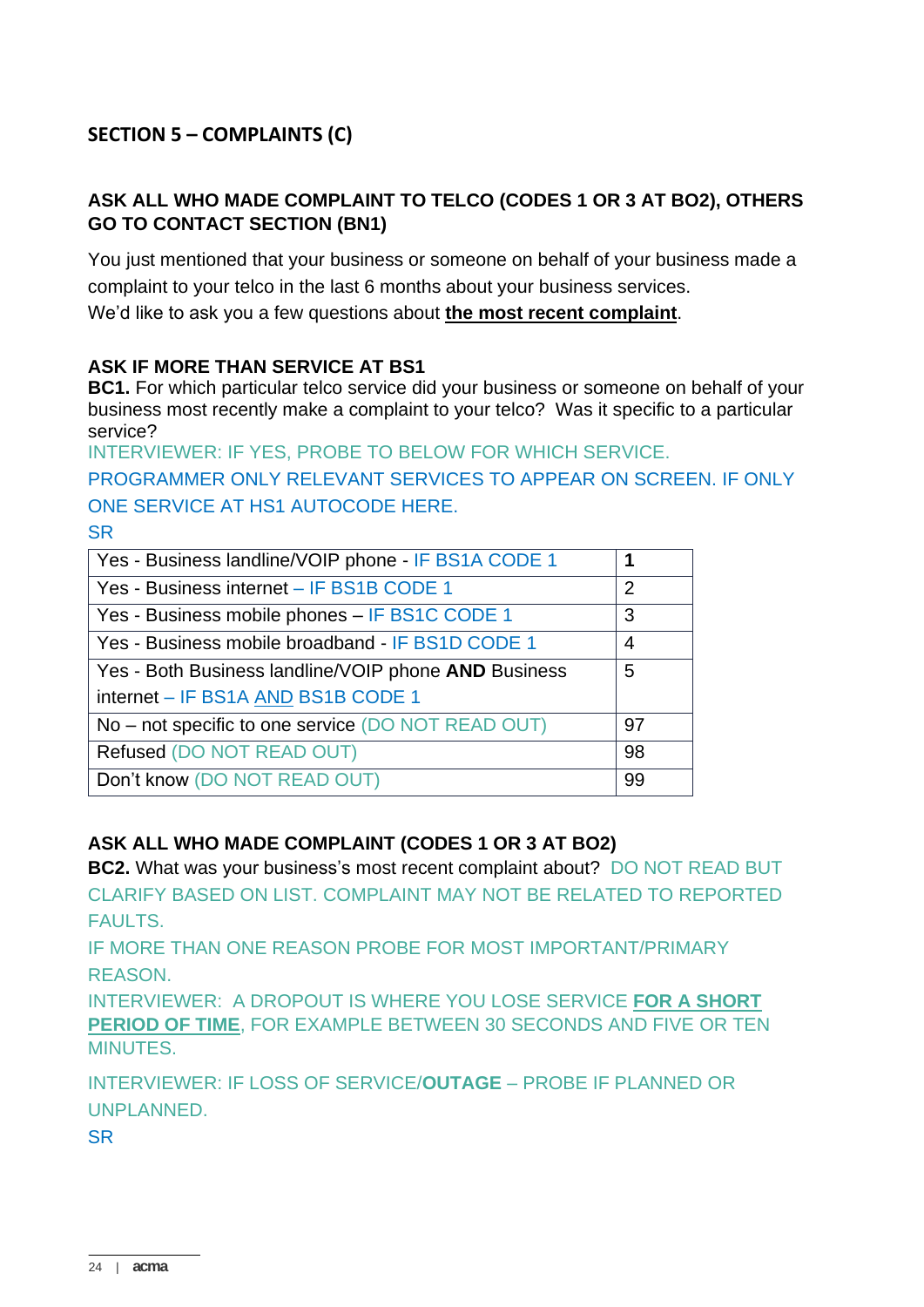## SECTION 5 – COMPLAINTS (C)

**ASK ALL WHO MADE COMPLAINT TO TELCO (CODES 1 OR 3 AT BO2), OTHERS GO TO CONTACT SECTION (BN1)**

You just mentioned that your business or someone on behalf of your business made a complaint to your telco in the last 6 months about your business services.
We'd like to ask you a few questions about **the most recent complaint**.

**ASK IF MORE THAN SERVICE AT BS1**
**BC1.** For which particular telco service did your business or someone on behalf of your business most recently make a complaint to your telco? Was it specific to a particular service?
INTERVIEWER: IF YES, PROBE TO BELOW FOR WHICH SERVICE.
PROGRAMMER ONLY RELEVANT SERVICES TO APPEAR ON SCREEN. IF ONLY ONE SERVICE AT HS1 AUTOCODE HERE.
SR

| | |
|---|---|
| Yes - Business landline/VOIP phone - IF BS1A CODE 1 | **1** |
| Yes - Business internet – IF BS1B CODE 1 | 2 |
| Yes - Business mobile phones – IF BS1C CODE 1 | 3 |
| Yes - Business mobile broadband - IF BS1D CODE 1 | 4 |
| Yes - Both Business landline/VOIP phone **AND** Business internet – IF BS1A AND BS1B CODE 1 | 5 |
| No – not specific to one service (DO NOT READ OUT) | 97 |
| Refused (DO NOT READ OUT) | 98 |
| Don't know (DO NOT READ OUT) | 99 |

**ASK ALL WHO MADE COMPLAINT (CODES 1 OR 3 AT BO2)**
**BC2.** What was your business's most recent complaint about? DO NOT READ BUT CLARIFY BASED ON LIST. COMPLAINT MAY NOT BE RELATED TO REPORTED FAULTS.
IF MORE THAN ONE REASON PROBE FOR MOST IMPORTANT/PRIMARY REASON.
INTERVIEWER: A DROPOUT IS WHERE YOU LOSE SERVICE **FOR A SHORT PERIOD OF TIME**, FOR EXAMPLE BETWEEN 30 SECONDS AND FIVE OR TEN MINUTES.

INTERVIEWER: IF LOSS OF SERVICE/**OUTAGE** – PROBE IF PLANNED OR UNPLANNED.
SR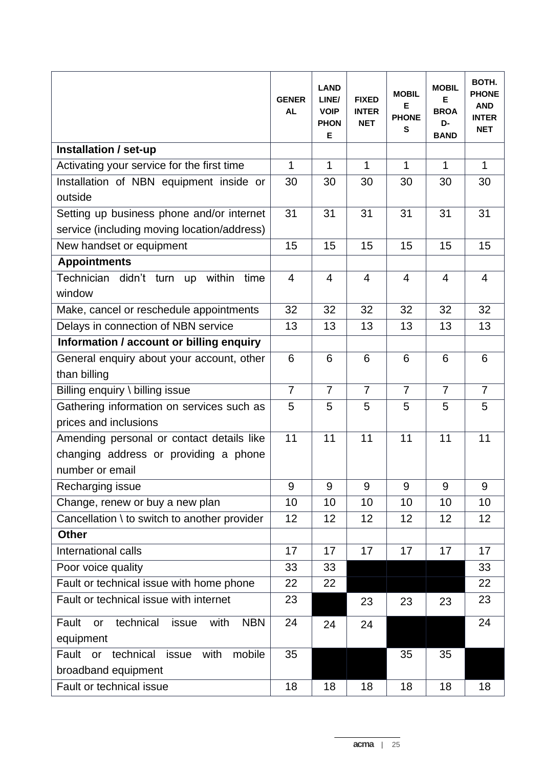| | GENERAL | LANDLINE/ VOIP PHONE | FIXED INTERNET | MOBILE PHONES | MOBILE BROAD-BAND | BOTH. PHONE AND INTERNET |
|---|---|---|---|---|---|---|
| **Installation / set-up** | | | | | | |
| Activating your service for the first time | 1 | 1 | 1 | 1 | 1 | 1 |
| Installation of NBN equipment inside or outside | 30 | 30 | 30 | 30 | 30 | 30 |
| Setting up business phone and/or internet service (including moving location/address) | 31 | 31 | 31 | 31 | 31 | 31 |
| New handset or equipment | 15 | 15 | 15 | 15 | 15 | 15 |
| **Appointments** | | | | | | |
| Technician didn't turn up within time window | 4 | 4 | 4 | 4 | 4 | 4 |
| Make, cancel or reschedule appointments | 32 | 32 | 32 | 32 | 32 | 32 |
| Delays in connection of NBN service | 13 | 13 | 13 | 13 | 13 | 13 |
| **Information / account or billing enquiry** | | | | | | |
| General enquiry about your account, other than billing | 6 | 6 | 6 | 6 | 6 | 6 |
| Billing enquiry \ billing issue | 7 | 7 | 7 | 7 | 7 | 7 |
| Gathering information on services such as prices and inclusions | 5 | 5 | 5 | 5 | 5 | 5 |
| Amending personal or contact details like changing address or providing a phone number or email | 11 | 11 | 11 | 11 | 11 | 11 |
| Recharging issue | 9 | 9 | 9 | 9 | 9 | 9 |
| Change, renew or buy a new plan | 10 | 10 | 10 | 10 | 10 | 10 |
| Cancellation \ to switch to another provider | 12 | 12 | 12 | 12 | 12 | 12 |
| **Other** | | | | | | |
| International calls | 17 | 17 | 17 | 17 | 17 | 17 |
| Poor voice quality | 33 | 33 | | | | 33 |
| Fault or technical issue with home phone | 22 | 22 | | | | 22 |
| Fault or technical issue with internet | 23 | | 23 | 23 | 23 | 23 |
| Fault or technical issue with NBN equipment | 24 | 24 | 24 | | | 24 |
| Fault or technical issue with mobile broadband equipment | 35 | | | 35 | 35 | |
| Fault or technical issue | 18 | 18 | 18 | 18 | 18 | 18 |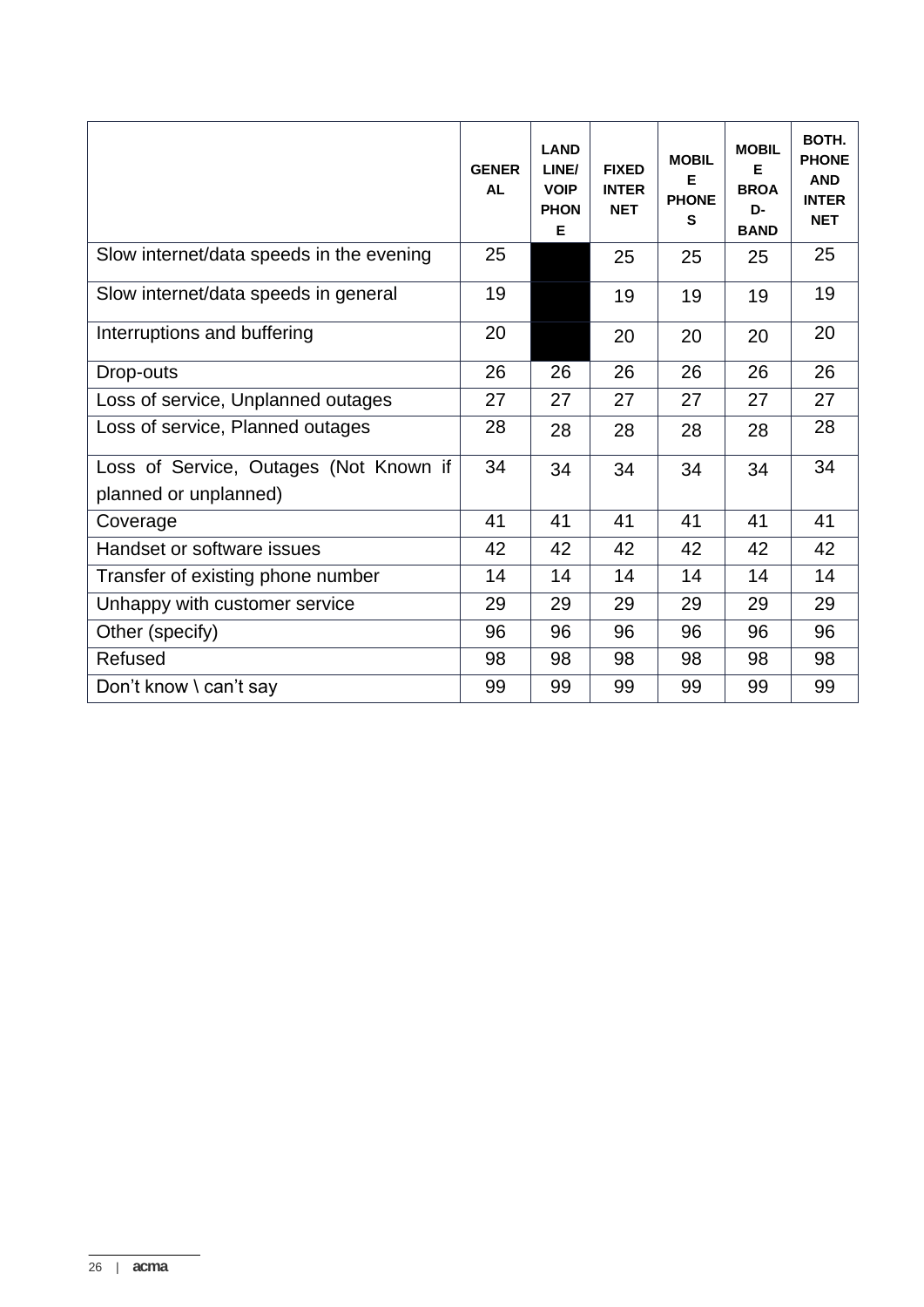| | GENERAL | LANDLINE/ VOIP PHONE | FIXED INTERNET | MOBILE PHONES | MOBILE BROAD-BAND | BOTH. PHONE AND INTERNET |
|---|---|---|---|---|---|---|
| Slow internet/data speeds in the evening | 25 | | 25 | 25 | 25 | 25 |
| Slow internet/data speeds in general | 19 | | 19 | 19 | 19 | 19 |
| Interruptions and buffering | 20 | | 20 | 20 | 20 | 20 |
| Drop-outs | 26 | 26 | 26 | 26 | 26 | 26 |
| Loss of service, Unplanned outages | 27 | 27 | 27 | 27 | 27 | 27 |
| Loss of service, Planned outages | 28 | 28 | 28 | 28 | 28 | 28 |
| Loss of Service, Outages (Not Known if planned or unplanned) | 34 | 34 | 34 | 34 | 34 | 34 |
| Coverage | 41 | 41 | 41 | 41 | 41 | 41 |
| Handset or software issues | 42 | 42 | 42 | 42 | 42 | 42 |
| Transfer of existing phone number | 14 | 14 | 14 | 14 | 14 | 14 |
| Unhappy with customer service | 29 | 29 | 29 | 29 | 29 | 29 |
| Other (specify) | 96 | 96 | 96 | 96 | 96 | 96 |
| Refused | 98 | 98 | 98 | 98 | 98 | 98 |
| Don't know \ can't say | 99 | 99 | 99 | 99 | 99 | 99 |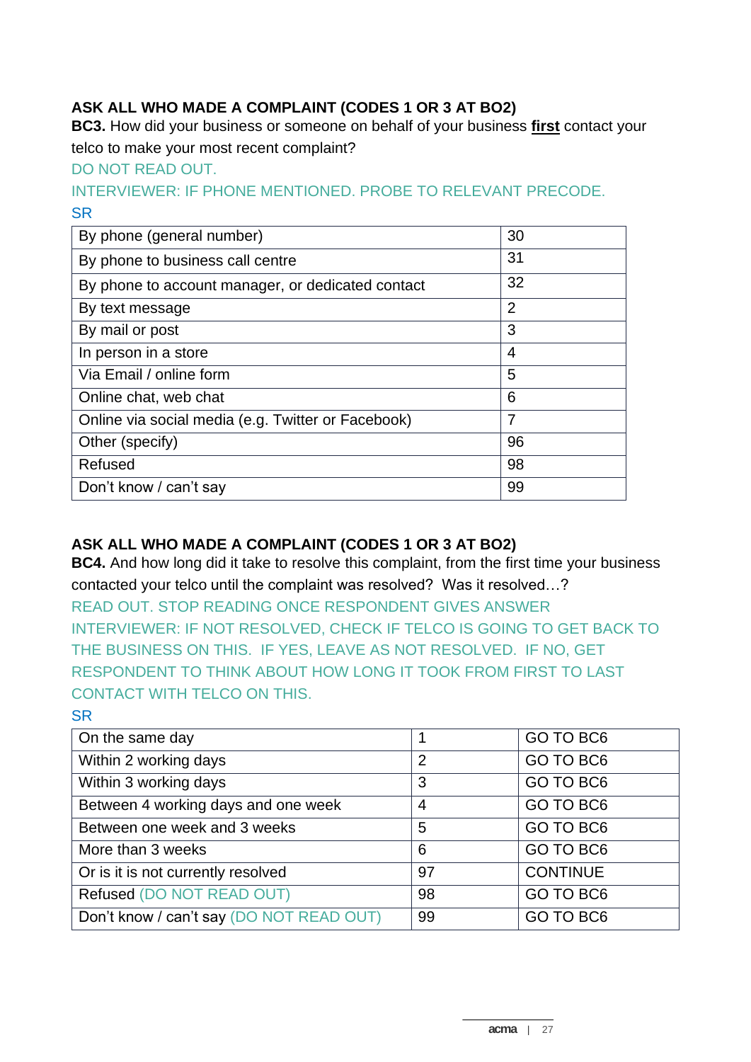**ASK ALL WHO MADE A COMPLAINT (CODES 1 OR 3 AT BO2)**

**BC3.** How did your business or someone on behalf of your business **first** contact your telco to make your most recent complaint?

DO NOT READ OUT.

INTERVIEWER: IF PHONE MENTIONED. PROBE TO RELEVANT PRECODE.

SR

| | |
|---|---|
| By phone (general number) | 30 |
| By phone to business call centre | 31 |
| By phone to account manager, or dedicated contact | 32 |
| By text message | 2 |
| By mail or post | 3 |
| In person in a store | 4 |
| Via Email / online form | 5 |
| Online chat, web chat | 6 |
| Online via social media (e.g. Twitter or Facebook) | 7 |
| Other (specify) | 96 |
| Refused | 98 |
| Don't know / can't say | 99 |

**ASK ALL WHO MADE A COMPLAINT (CODES 1 OR 3 AT BO2)**

**BC4.** And how long did it take to resolve this complaint, from the first time your business contacted your telco until the complaint was resolved? Was it resolved…?

READ OUT. STOP READING ONCE RESPONDENT GIVES ANSWER

INTERVIEWER: IF NOT RESOLVED, CHECK IF TELCO IS GOING TO GET BACK TO THE BUSINESS ON THIS. IF YES, LEAVE AS NOT RESOLVED. IF NO, GET RESPONDENT TO THINK ABOUT HOW LONG IT TOOK FROM FIRST TO LAST CONTACT WITH TELCO ON THIS.

SR

| | | |
|---|---|---|
| On the same day | 1 | GO TO BC6 |
| Within 2 working days | 2 | GO TO BC6 |
| Within 3 working days | 3 | GO TO BC6 |
| Between 4 working days and one week | 4 | GO TO BC6 |
| Between one week and 3 weeks | 5 | GO TO BC6 |
| More than 3 weeks | 6 | GO TO BC6 |
| Or is it is not currently resolved | 97 | CONTINUE |
| Refused (DO NOT READ OUT) | 98 | GO TO BC6 |
| Don't know / can't say (DO NOT READ OUT) | 99 | GO TO BC6 |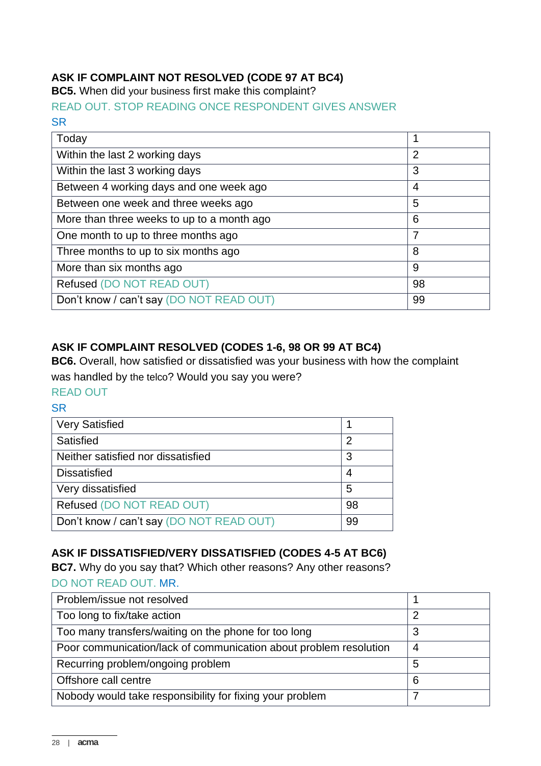**ASK IF COMPLAINT NOT RESOLVED (CODE 97 AT BC4)**

**BC5.** When did your business first make this complaint?

READ OUT. STOP READING ONCE RESPONDENT GIVES ANSWER

SR

| | |
|---|---|
| Today | 1 |
| Within the last 2 working days | 2 |
| Within the last 3 working days | 3 |
| Between 4 working days and one week ago | 4 |
| Between one week and three weeks ago | 5 |
| More than three weeks to up to a month ago | 6 |
| One month to up to three months ago | 7 |
| Three months to up to six months ago | 8 |
| More than six months ago | 9 |
| Refused (DO NOT READ OUT) | 98 |
| Don't know / can't say (DO NOT READ OUT) | 99 |

**ASK IF COMPLAINT RESOLVED (CODES 1-6, 98 OR 99 AT BC4)**

**BC6.** Overall, how satisfied or dissatisfied was your business with how the complaint was handled by the telco? Would you say you were?

READ OUT

SR

| | |
|---|---|
| Very Satisfied | 1 |
| Satisfied | 2 |
| Neither satisfied nor dissatisfied | 3 |
| Dissatisfied | 4 |
| Very dissatisfied | 5 |
| Refused (DO NOT READ OUT) | 98 |
| Don't know / can't say (DO NOT READ OUT) | 99 |

**ASK IF DISSATISFIED/VERY DISSATISFIED (CODES 4-5 AT BC6)**

**BC7.** Why do you say that? Which other reasons? Any other reasons?

DO NOT READ OUT. MR.

| | |
|---|---|
| Problem/issue not resolved | 1 |
| Too long to fix/take action | 2 |
| Too many transfers/waiting on the phone for too long | 3 |
| Poor communication/lack of communication about problem resolution | 4 |
| Recurring problem/ongoing problem | 5 |
| Offshore call centre | 6 |
| Nobody would take responsibility for fixing your problem | 7 |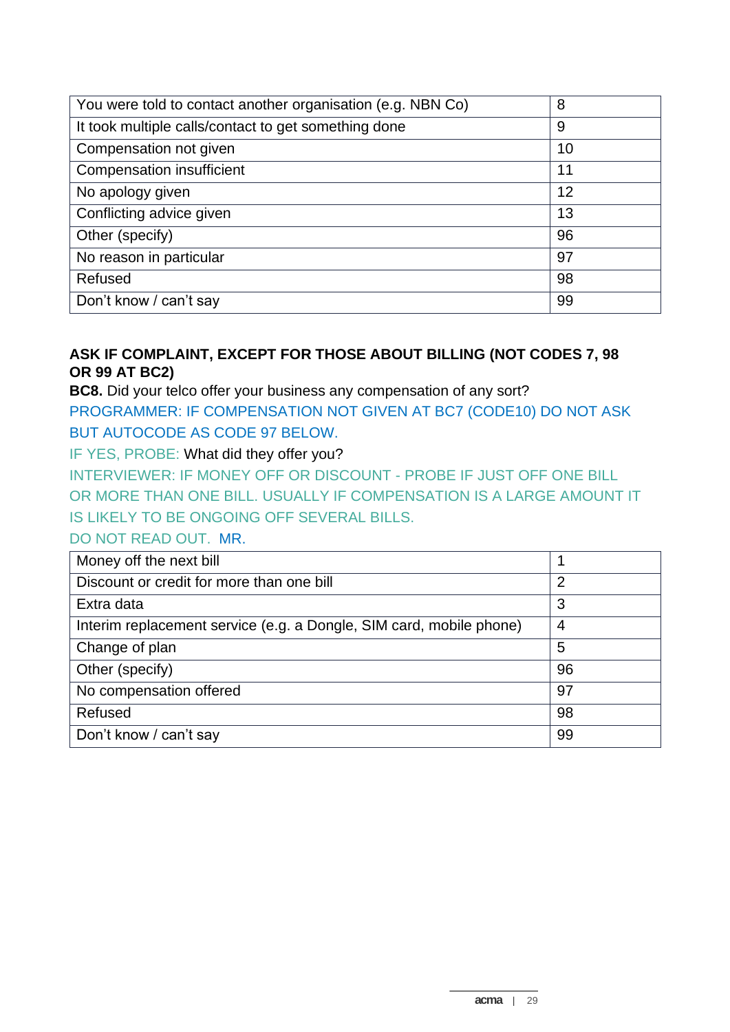| | |
|---|---|
| You were told to contact another organisation (e.g. NBN Co) | 8 |
| It took multiple calls/contact to get something done | 9 |
| Compensation not given | 10 |
| Compensation insufficient | 11 |
| No apology given | 12 |
| Conflicting advice given | 13 |
| Other (specify) | 96 |
| No reason in particular | 97 |
| Refused | 98 |
| Don't know / can't say | 99 |

**ASK IF COMPLAINT, EXCEPT FOR THOSE ABOUT BILLING (NOT CODES 7, 98 OR 99 AT BC2)**

**BC8.** Did your telco offer your business any compensation of any sort?

PROGRAMMER: IF COMPENSATION NOT GIVEN AT BC7 (CODE10) DO NOT ASK BUT AUTOCODE AS CODE 97 BELOW.

IF YES, PROBE: What did they offer you?

INTERVIEWER: IF MONEY OFF OR DISCOUNT - PROBE IF JUST OFF ONE BILL OR MORE THAN ONE BILL. USUALLY IF COMPENSATION IS A LARGE AMOUNT IT IS LIKELY TO BE ONGOING OFF SEVERAL BILLS.

DO NOT READ OUT. MR.

| | |
|---|---|
| Money off the next bill | 1 |
| Discount or credit for more than one bill | 2 |
| Extra data | 3 |
| Interim replacement service (e.g. a Dongle, SIM card, mobile phone) | 4 |
| Change of plan | 5 |
| Other (specify) | 96 |
| No compensation offered | 97 |
| Refused | 98 |
| Don't know / can't say | 99 |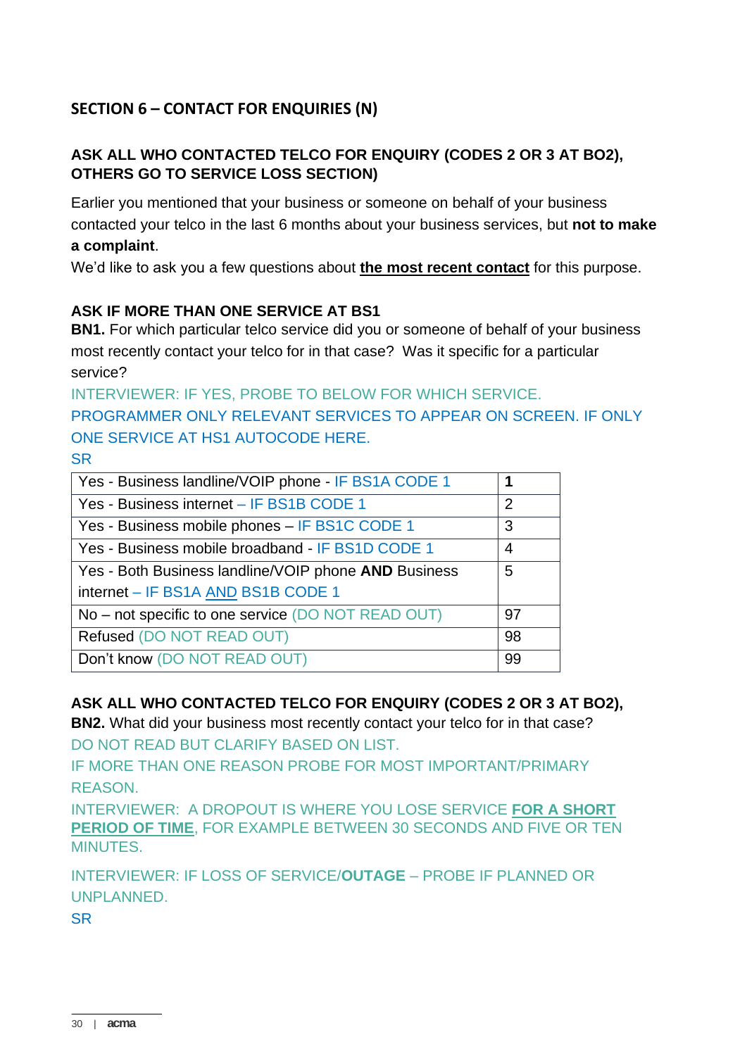## SECTION 6 – CONTACT FOR ENQUIRIES (N)

**ASK ALL WHO CONTACTED TELCO FOR ENQUIRY (CODES 2 OR 3 AT BO2), OTHERS GO TO SERVICE LOSS SECTION)**

Earlier you mentioned that your business or someone on behalf of your business contacted your telco in the last 6 months about your business services, but **not to make a complaint**.

We'd like to ask you a few questions about **the most recent contact** for this purpose.

**ASK IF MORE THAN ONE SERVICE AT BS1**

**BN1.** For which particular telco service did you or someone of behalf of your business most recently contact your telco for in that case? Was it specific for a particular service?

INTERVIEWER: IF YES, PROBE TO BELOW FOR WHICH SERVICE.

PROGRAMMER ONLY RELEVANT SERVICES TO APPEAR ON SCREEN. IF ONLY ONE SERVICE AT HS1 AUTOCODE HERE.

SR

| | |
|---|---|
| Yes - Business landline/VOIP phone - IF BS1A CODE 1 | **1** |
| Yes - Business internet – IF BS1B CODE 1 | 2 |
| Yes - Business mobile phones – IF BS1C CODE 1 | 3 |
| Yes - Business mobile broadband - IF BS1D CODE 1 | 4 |
| Yes - Both Business landline/VOIP phone **AND** Business internet – IF BS1A AND BS1B CODE 1 | 5 |
| No – not specific to one service (DO NOT READ OUT) | 97 |
| Refused (DO NOT READ OUT) | 98 |
| Don't know (DO NOT READ OUT) | 99 |

**ASK ALL WHO CONTACTED TELCO FOR ENQUIRY (CODES 2 OR 3 AT BO2),**

**BN2.** What did your business most recently contact your telco for in that case?

DO NOT READ BUT CLARIFY BASED ON LIST.

IF MORE THAN ONE REASON PROBE FOR MOST IMPORTANT/PRIMARY REASON.

INTERVIEWER: A DROPOUT IS WHERE YOU LOSE SERVICE **FOR A SHORT PERIOD OF TIME**, FOR EXAMPLE BETWEEN 30 SECONDS AND FIVE OR TEN MINUTES.

INTERVIEWER: IF LOSS OF SERVICE/**OUTAGE** – PROBE IF PLANNED OR UNPLANNED.

SR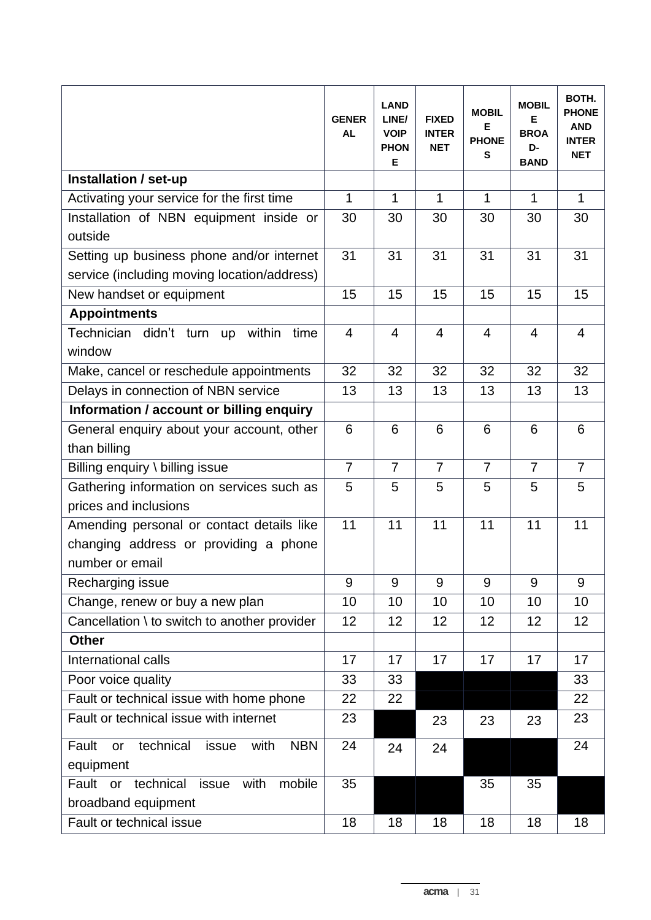| | GENERAL | LANDLINE/ VOIP PHONE | FIXED INTERNET | MOBILE PHONES | MOBILE BROAD-BAND | BOTH. PHONE AND INTERNET |
|---|---|---|---|---|---|---|
| **Installation / set-up** | | | | | | |
| Activating your service for the first time | 1 | 1 | 1 | 1 | 1 | 1 |
| Installation of NBN equipment inside or outside | 30 | 30 | 30 | 30 | 30 | 30 |
| Setting up business phone and/or internet service (including moving location/address) | 31 | 31 | 31 | 31 | 31 | 31 |
| New handset or equipment | 15 | 15 | 15 | 15 | 15 | 15 |
| **Appointments** | | | | | | |
| Technician didn't turn up within time window | 4 | 4 | 4 | 4 | 4 | 4 |
| Make, cancel or reschedule appointments | 32 | 32 | 32 | 32 | 32 | 32 |
| Delays in connection of NBN service | 13 | 13 | 13 | 13 | 13 | 13 |
| **Information / account or billing enquiry** | | | | | | |
| General enquiry about your account, other than billing | 6 | 6 | 6 | 6 | 6 | 6 |
| Billing enquiry \ billing issue | 7 | 7 | 7 | 7 | 7 | 7 |
| Gathering information on services such as prices and inclusions | 5 | 5 | 5 | 5 | 5 | 5 |
| Amending personal or contact details like changing address or providing a phone number or email | 11 | 11 | 11 | 11 | 11 | 11 |
| Recharging issue | 9 | 9 | 9 | 9 | 9 | 9 |
| Change, renew or buy a new plan | 10 | 10 | 10 | 10 | 10 | 10 |
| Cancellation \ to switch to another provider | 12 | 12 | 12 | 12 | 12 | 12 |
| **Other** | | | | | | |
| International calls | 17 | 17 | 17 | 17 | 17 | 17 |
| Poor voice quality | 33 | 33 | | | | 33 |
| Fault or technical issue with home phone | 22 | 22 | | | | 22 |
| Fault or technical issue with internet | 23 | | 23 | 23 | 23 | 23 |
| Fault or technical issue with NBN equipment | 24 | 24 | 24 | | | 24 |
| Fault or technical issue with mobile broadband equipment | 35 | | | 35 | 35 | |
| Fault or technical issue | 18 | 18 | 18 | 18 | 18 | 18 |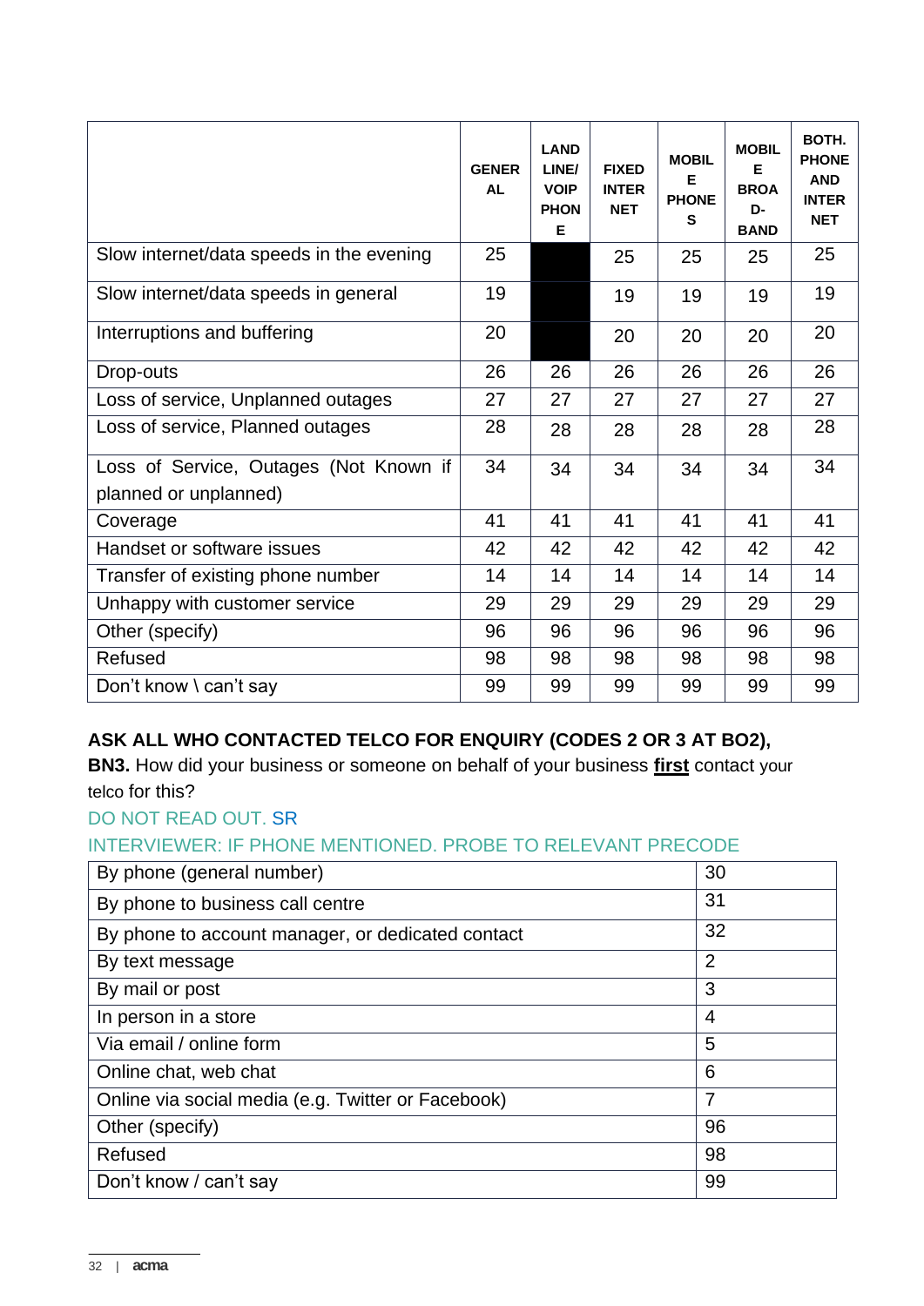| | GENERAL | LANDLINE/ VOIP PHONE | FIXED INTERNET | MOBILE PHONES | MOBILE BROAD-BAND | BOTH. PHONE AND INTERNET |
|---|---|---|---|---|---|---|
| Slow internet/data speeds in the evening | 25 | | 25 | 25 | 25 | 25 |
| Slow internet/data speeds in general | 19 | | 19 | 19 | 19 | 19 |
| Interruptions and buffering | 20 | | 20 | 20 | 20 | 20 |
| Drop-outs | 26 | 26 | 26 | 26 | 26 | 26 |
| Loss of service, Unplanned outages | 27 | 27 | 27 | 27 | 27 | 27 |
| Loss of service, Planned outages | 28 | 28 | 28 | 28 | 28 | 28 |
| Loss of Service, Outages (Not Known if planned or unplanned) | 34 | 34 | 34 | 34 | 34 | 34 |
| Coverage | 41 | 41 | 41 | 41 | 41 | 41 |
| Handset or software issues | 42 | 42 | 42 | 42 | 42 | 42 |
| Transfer of existing phone number | 14 | 14 | 14 | 14 | 14 | 14 |
| Unhappy with customer service | 29 | 29 | 29 | 29 | 29 | 29 |
| Other (specify) | 96 | 96 | 96 | 96 | 96 | 96 |
| Refused | 98 | 98 | 98 | 98 | 98 | 98 |
| Don't know \ can't say | 99 | 99 | 99 | 99 | 99 | 99 |

**ASK ALL WHO CONTACTED TELCO FOR ENQUIRY (CODES 2 OR 3 AT BO2),**

**BN3.** How did your business or someone on behalf of your business **first** contact your telco for this?

DO NOT READ OUT. SR

INTERVIEWER: IF PHONE MENTIONED. PROBE TO RELEVANT PRECODE

| | |
|---|---|
| By phone (general number) | 30 |
| By phone to business call centre | 31 |
| By phone to account manager, or dedicated contact | 32 |
| By text message | 2 |
| By mail or post | 3 |
| In person in a store | 4 |
| Via email / online form | 5 |
| Online chat, web chat | 6 |
| Online via social media (e.g. Twitter or Facebook) | 7 |
| Other (specify) | 96 |
| Refused | 98 |
| Don't know / can't say | 99 |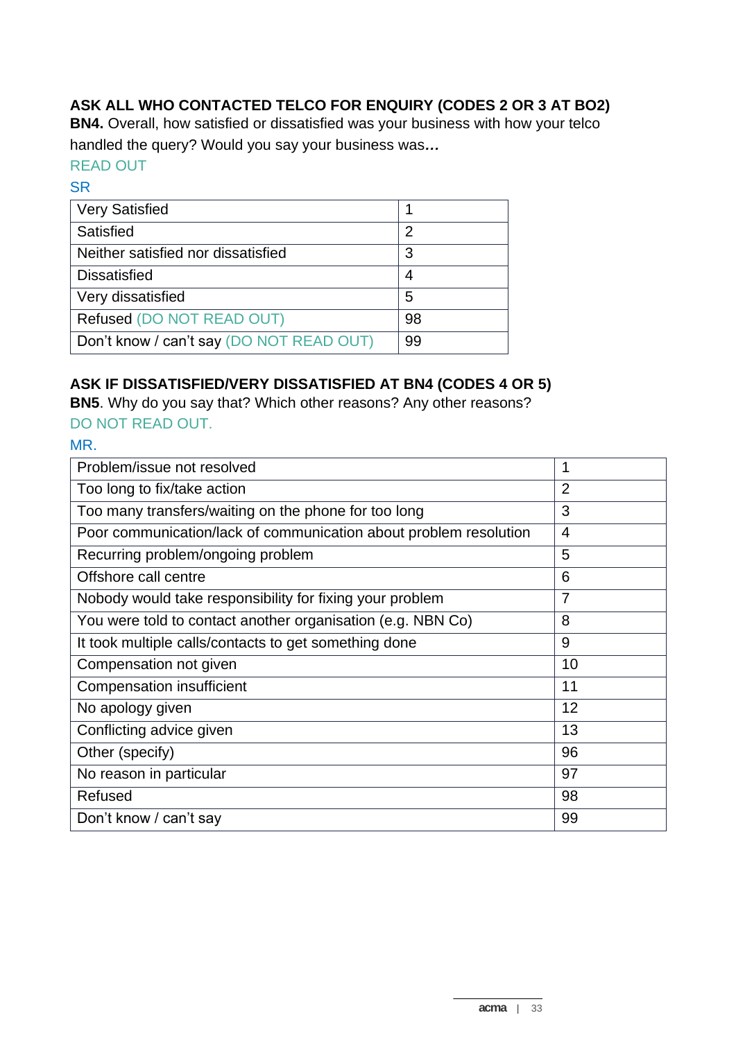**ASK ALL WHO CONTACTED TELCO FOR ENQUIRY (CODES 2 OR 3 AT BO2)**

**BN4.** Overall, how satisfied or dissatisfied was your business with how your telco handled the query? Would you say your business was***…***

READ OUT

SR

| Very Satisfied | 1 |
|---|---|
| Satisfied | 2 |
| Neither satisfied nor dissatisfied | 3 |
| Dissatisfied | 4 |
| Very dissatisfied | 5 |
| Refused (DO NOT READ OUT) | 98 |
| Don't know / can't say (DO NOT READ OUT) | 99 |

**ASK IF DISSATISFIED/VERY DISSATISFIED AT BN4 (CODES 4 OR 5)**

**BN5**. Why do you say that? Which other reasons? Any other reasons?

DO NOT READ OUT.

MR.

| Problem/issue not resolved | 1 |
|---|---|
| Too long to fix/take action | 2 |
| Too many transfers/waiting on the phone for too long | 3 |
| Poor communication/lack of communication about problem resolution | 4 |
| Recurring problem/ongoing problem | 5 |
| Offshore call centre | 6 |
| Nobody would take responsibility for fixing your problem | 7 |
| You were told to contact another organisation (e.g. NBN Co) | 8 |
| It took multiple calls/contacts to get something done | 9 |
| Compensation not given | 10 |
| Compensation insufficient | 11 |
| No apology given | 12 |
| Conflicting advice given | 13 |
| Other (specify) | 96 |
| No reason in particular | 97 |
| Refused | 98 |
| Don't know / can't say | 99 |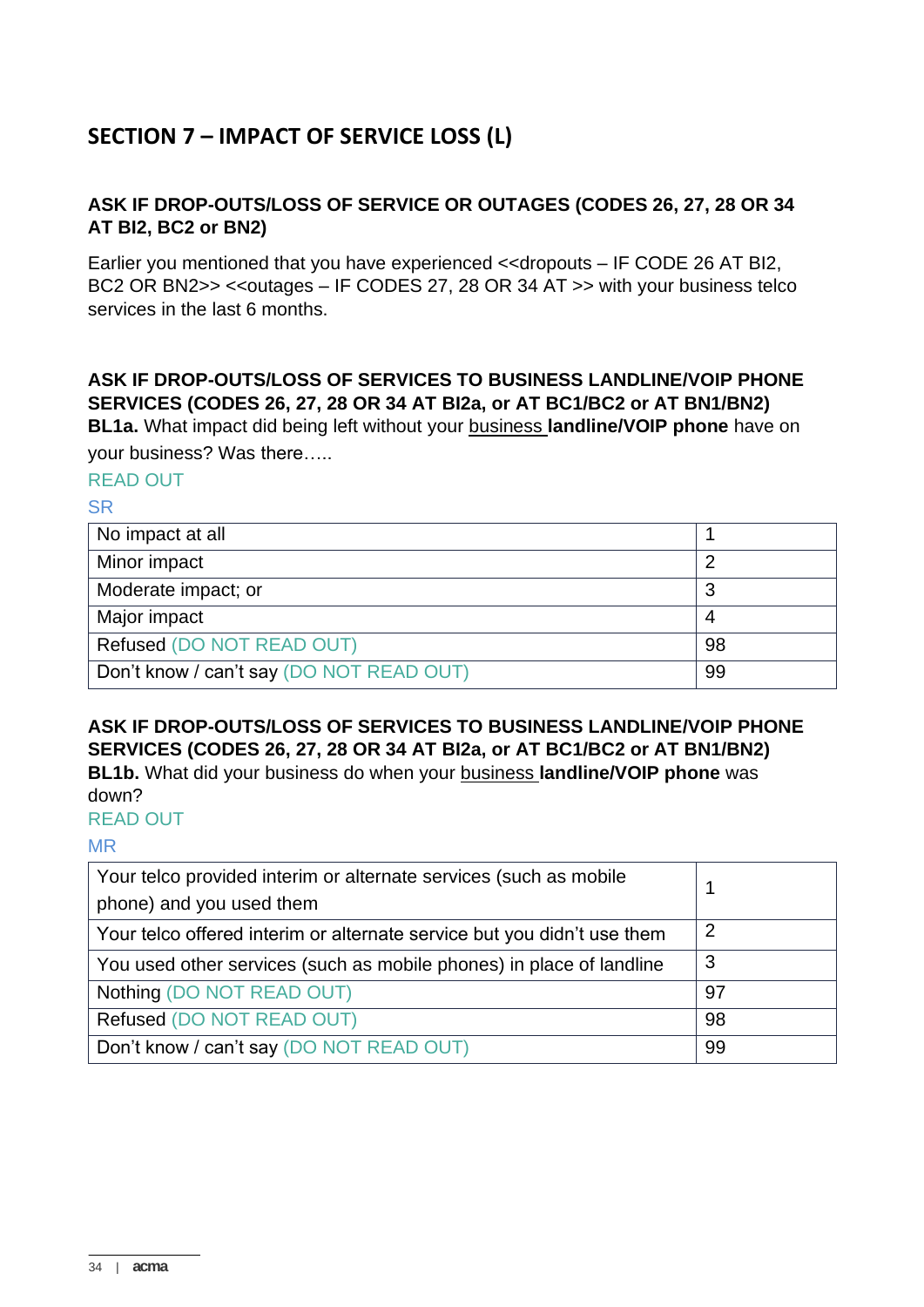## SECTION 7 – IMPACT OF SERVICE LOSS (L)

**ASK IF DROP-OUTS/LOSS OF SERVICE OR OUTAGES (CODES 26, 27, 28 OR 34 AT BI2, BC2 or BN2)**

Earlier you mentioned that you have experienced <<dropouts – IF CODE 26 AT BI2, BC2 OR BN2>> <<outages – IF CODES 27, 28 OR 34 AT >> with your business telco services in the last 6 months.

**ASK IF DROP-OUTS/LOSS OF SERVICES TO BUSINESS LANDLINE/VOIP PHONE SERVICES (CODES 26, 27, 28 OR 34 AT BI2a, or AT BC1/BC2 or AT BN1/BN2)**
**BL1a.** What impact did being left without your business **landline/VOIP phone** have on your business? Was there…..

READ OUT

SR

| | |
|---|---|
| No impact at all | 1 |
| Minor impact | 2 |
| Moderate impact; or | 3 |
| Major impact | 4 |
| Refused (DO NOT READ OUT) | 98 |
| Don't know / can't say (DO NOT READ OUT) | 99 |

**ASK IF DROP-OUTS/LOSS OF SERVICES TO BUSINESS LANDLINE/VOIP PHONE SERVICES (CODES 26, 27, 28 OR 34 AT BI2a, or AT BC1/BC2 or AT BN1/BN2)**
**BL1b.** What did your business do when your business **landline/VOIP phone** was down?

READ OUT

MR

| | |
|---|---|
| Your telco provided interim or alternate services (such as mobile phone) and you used them | 1 |
| Your telco offered interim or alternate service but you didn't use them | 2 |
| You used other services (such as mobile phones) in place of landline | 3 |
| Nothing (DO NOT READ OUT) | 97 |
| Refused (DO NOT READ OUT) | 98 |
| Don't know / can't say (DO NOT READ OUT) | 99 |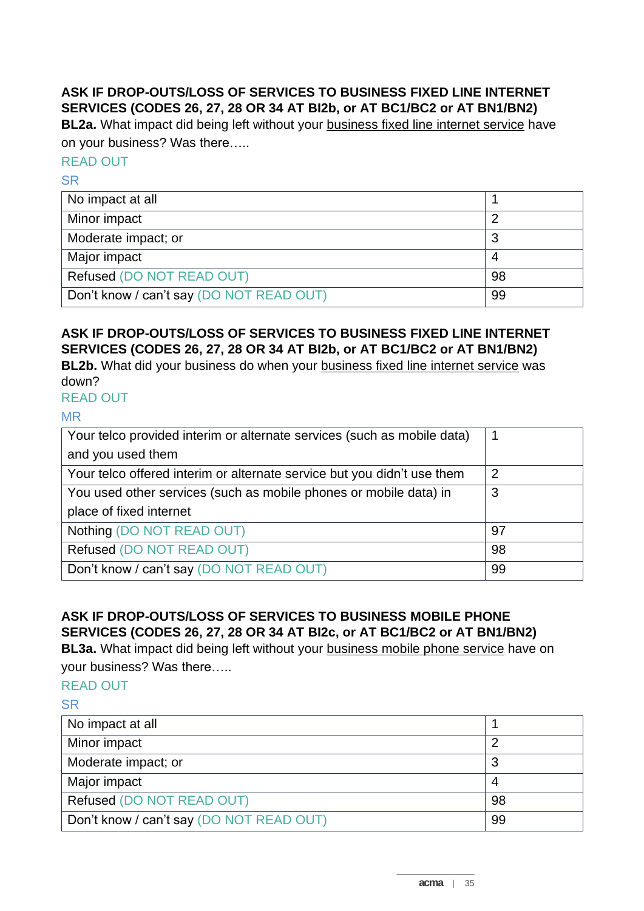**ASK IF DROP-OUTS/LOSS OF SERVICES TO BUSINESS FIXED LINE INTERNET SERVICES (CODES 26, 27, 28 OR 34 AT BI2b, or AT BC1/BC2 or AT BN1/BN2)**

**BL2a.** What impact did being left without your business fixed line internet service have on your business? Was there…..

READ OUT

SR

| No impact at all | 1 |
|---|---|
| Minor impact | 2 |
| Moderate impact; or | 3 |
| Major impact | 4 |
| Refused (DO NOT READ OUT) | 98 |
| Don't know / can't say (DO NOT READ OUT) | 99 |

**ASK IF DROP-OUTS/LOSS OF SERVICES TO BUSINESS FIXED LINE INTERNET SERVICES (CODES 26, 27, 28 OR 34 AT BI2b, or AT BC1/BC2 or AT BN1/BN2)**

**BL2b.** What did your business do when your business fixed line internet service was down?

READ OUT

MR

| Your telco provided interim or alternate services (such as mobile data) and you used them | 1 |
|---|---|
| Your telco offered interim or alternate service but you didn't use them | 2 |
| You used other services (such as mobile phones or mobile data) in place of fixed internet | 3 |
| Nothing (DO NOT READ OUT) | 97 |
| Refused (DO NOT READ OUT) | 98 |
| Don't know / can't say (DO NOT READ OUT) | 99 |

**ASK IF DROP-OUTS/LOSS OF SERVICES TO BUSINESS MOBILE PHONE SERVICES (CODES 26, 27, 28 OR 34 AT BI2c, or AT BC1/BC2 or AT BN1/BN2)**

**BL3a.** What impact did being left without your business mobile phone service have on your business? Was there…..

READ OUT

SR

| No impact at all | 1 |
|---|---|
| Minor impact | 2 |
| Moderate impact; or | 3 |
| Major impact | 4 |
| Refused (DO NOT READ OUT) | 98 |
| Don't know / can't say (DO NOT READ OUT) | 99 |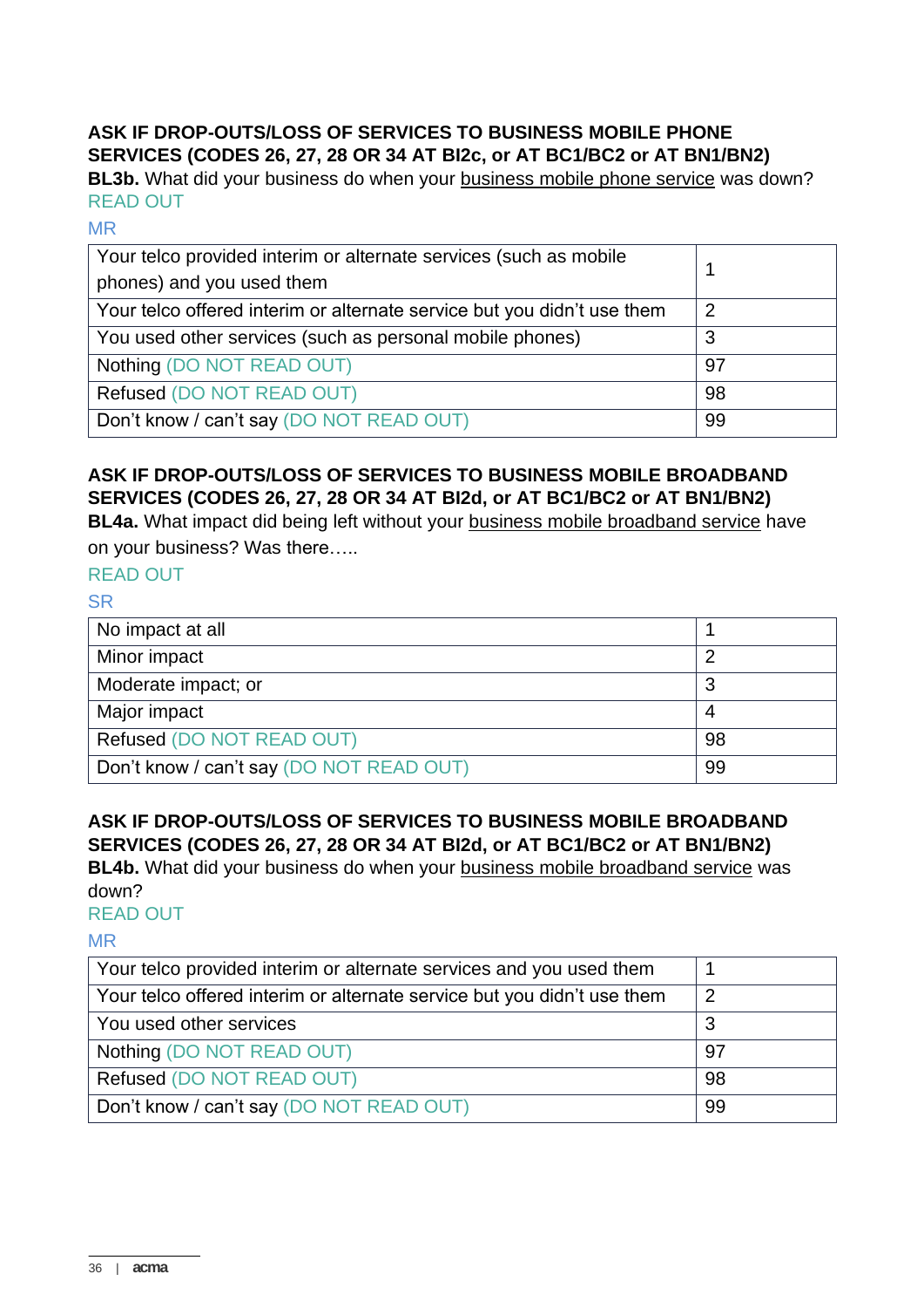**ASK IF DROP-OUTS/LOSS OF SERVICES TO BUSINESS MOBILE PHONE SERVICES (CODES 26, 27, 28 OR 34 AT BI2c, or AT BC1/BC2 or AT BN1/BN2)**

**BL3b.** What did your business do when your <u>business mobile phone service</u> was down?

READ OUT

MR

| | |
|---|---|
| Your telco provided interim or alternate services (such as mobile phones) and you used them | 1 |
| Your telco offered interim or alternate service but you didn't use them | 2 |
| You used other services (such as personal mobile phones) | 3 |
| Nothing (DO NOT READ OUT) | 97 |
| Refused (DO NOT READ OUT) | 98 |
| Don't know / can't say (DO NOT READ OUT) | 99 |

**ASK IF DROP-OUTS/LOSS OF SERVICES TO BUSINESS MOBILE BROADBAND SERVICES (CODES 26, 27, 28 OR 34 AT BI2d, or AT BC1/BC2 or AT BN1/BN2)**

**BL4a.** What impact did being left without your <u>business mobile broadband service</u> have on your business? Was there…..

READ OUT

SR

| | |
|---|---|
| No impact at all | 1 |
| Minor impact | 2 |
| Moderate impact; or | 3 |
| Major impact | 4 |
| Refused (DO NOT READ OUT) | 98 |
| Don't know / can't say (DO NOT READ OUT) | 99 |

**ASK IF DROP-OUTS/LOSS OF SERVICES TO BUSINESS MOBILE BROADBAND SERVICES (CODES 26, 27, 28 OR 34 AT BI2d, or AT BC1/BC2 or AT BN1/BN2)**

**BL4b.** What did your business do when your <u>business mobile broadband service</u> was down?

READ OUT

MR

| | |
|---|---|
| Your telco provided interim or alternate services and you used them | 1 |
| Your telco offered interim or alternate service but you didn't use them | 2 |
| You used other services | 3 |
| Nothing (DO NOT READ OUT) | 97 |
| Refused (DO NOT READ OUT) | 98 |
| Don't know / can't say (DO NOT READ OUT) | 99 |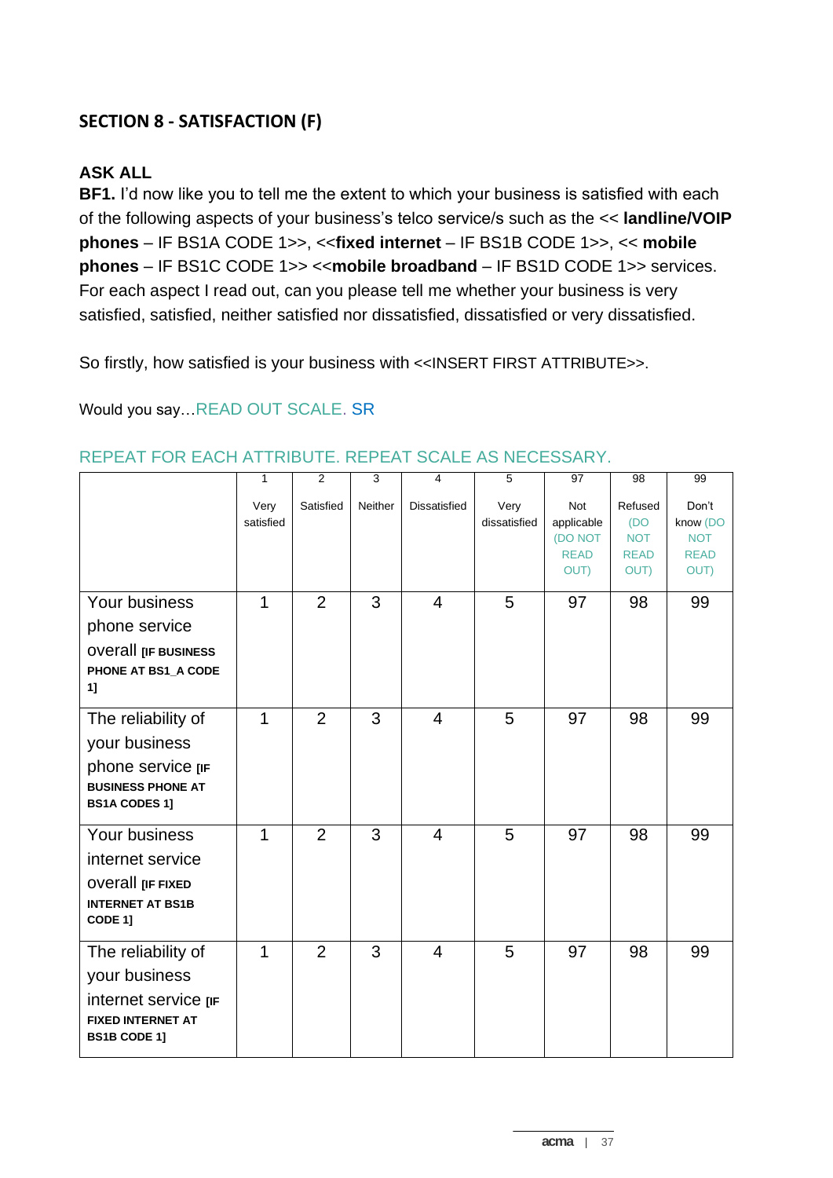## SECTION 8 - SATISFACTION (F)

**ASK ALL**

**BF1.** I'd now like you to tell me the extent to which your business is satisfied with each of the following aspects of your business's telco service/s such as the << **landline/VOIP phones** – IF BS1A CODE 1>>, <<**fixed internet** – IF BS1B CODE 1>>, << **mobile phones** – IF BS1C CODE 1>> <<**mobile broadband** – IF BS1D CODE 1>> services. For each aspect I read out, can you please tell me whether your business is very satisfied, satisfied, neither satisfied nor dissatisfied, dissatisfied or very dissatisfied.

So firstly, how satisfied is your business with <<INSERT FIRST ATTRIBUTE>>.

Would you say…READ OUT SCALE. SR

REPEAT FOR EACH ATTRIBUTE. REPEAT SCALE AS NECESSARY.

| | 1 Very satisfied | 2 Satisfied | 3 Neither | 4 Dissatisfied | 5 Very dissatisfied | 97 Not applicable (DO NOT READ OUT) | 98 Refused (DO NOT READ OUT) | 99 Don't know (DO NOT READ OUT) |
|---|---|---|---|---|---|---|---|---|
| Your business phone service overall **[IF BUSINESS PHONE AT BS1_A CODE 1]** | 1 | 2 | 3 | 4 | 5 | 97 | 98 | 99 |
| The reliability of your business phone service **[IF BUSINESS PHONE AT BS1A CODES 1]** | 1 | 2 | 3 | 4 | 5 | 97 | 98 | 99 |
| Your business internet service overall **[IF FIXED INTERNET AT BS1B CODE 1]** | 1 | 2 | 3 | 4 | 5 | 97 | 98 | 99 |
| The reliability of your business internet service **[IF FIXED INTERNET AT BS1B CODE 1]** | 1 | 2 | 3 | 4 | 5 | 97 | 98 | 99 |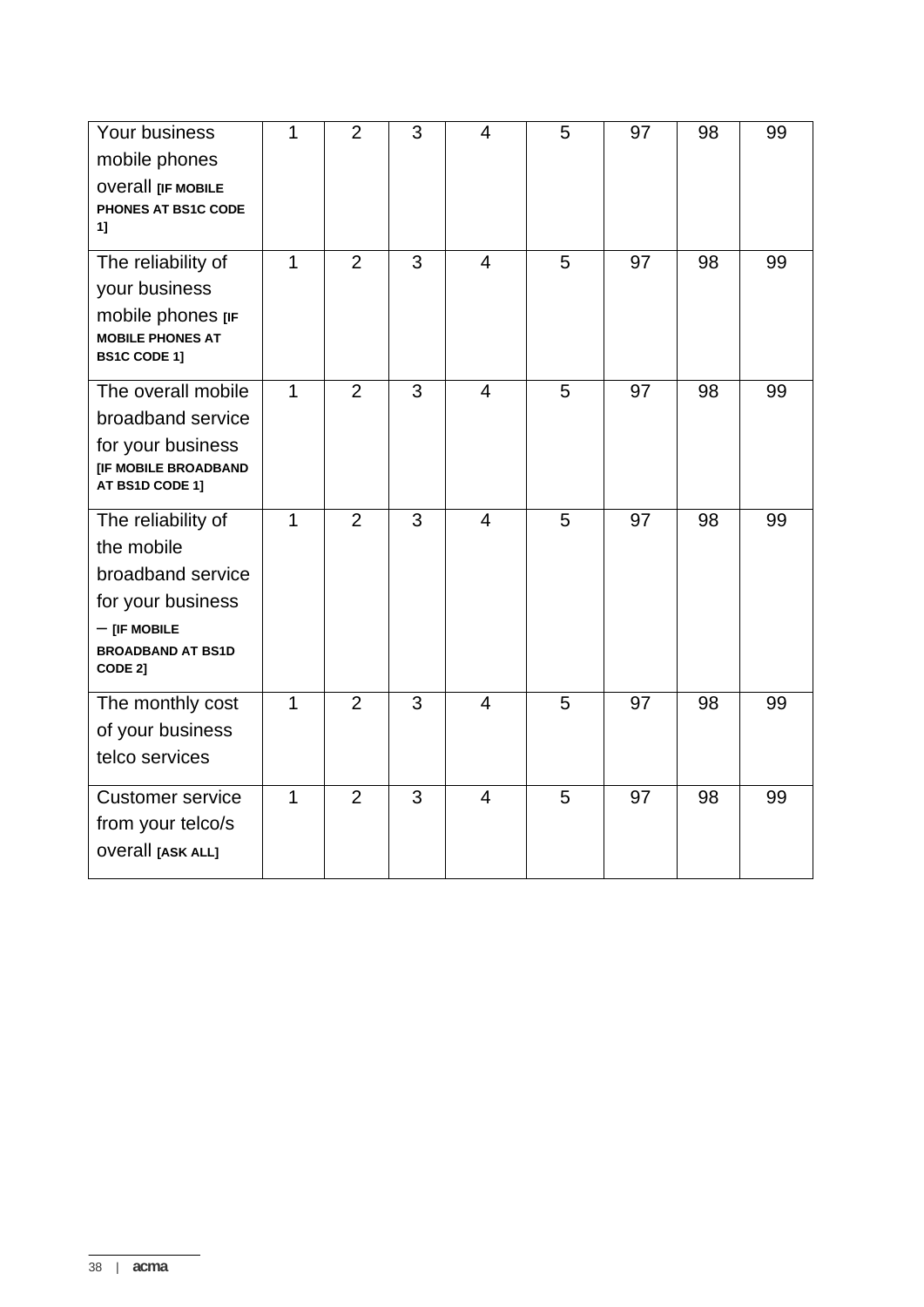| | | | | | | | | |
|---|---|---|---|---|---|---|---|---|
| Your business mobile phones overall **[IF MOBILE PHONES AT BS1C CODE 1]** | 1 | 2 | 3 | 4 | 5 | 97 | 98 | 99 |
| The reliability of your business mobile phones **[IF MOBILE PHONES AT BS1C CODE 1]** | 1 | 2 | 3 | 4 | 5 | 97 | 98 | 99 |
| The overall mobile broadband service for your business **[IF MOBILE BROADBAND AT BS1D CODE 1]** | 1 | 2 | 3 | 4 | 5 | 97 | 98 | 99 |
| The reliability of the mobile broadband service for your business – **[IF MOBILE BROADBAND AT BS1D CODE 2]** | 1 | 2 | 3 | 4 | 5 | 97 | 98 | 99 |
| The monthly cost of your business telco services | 1 | 2 | 3 | 4 | 5 | 97 | 98 | 99 |
| Customer service from your telco/s overall **[ASK ALL]** | 1 | 2 | 3 | 4 | 5 | 97 | 98 | 99 |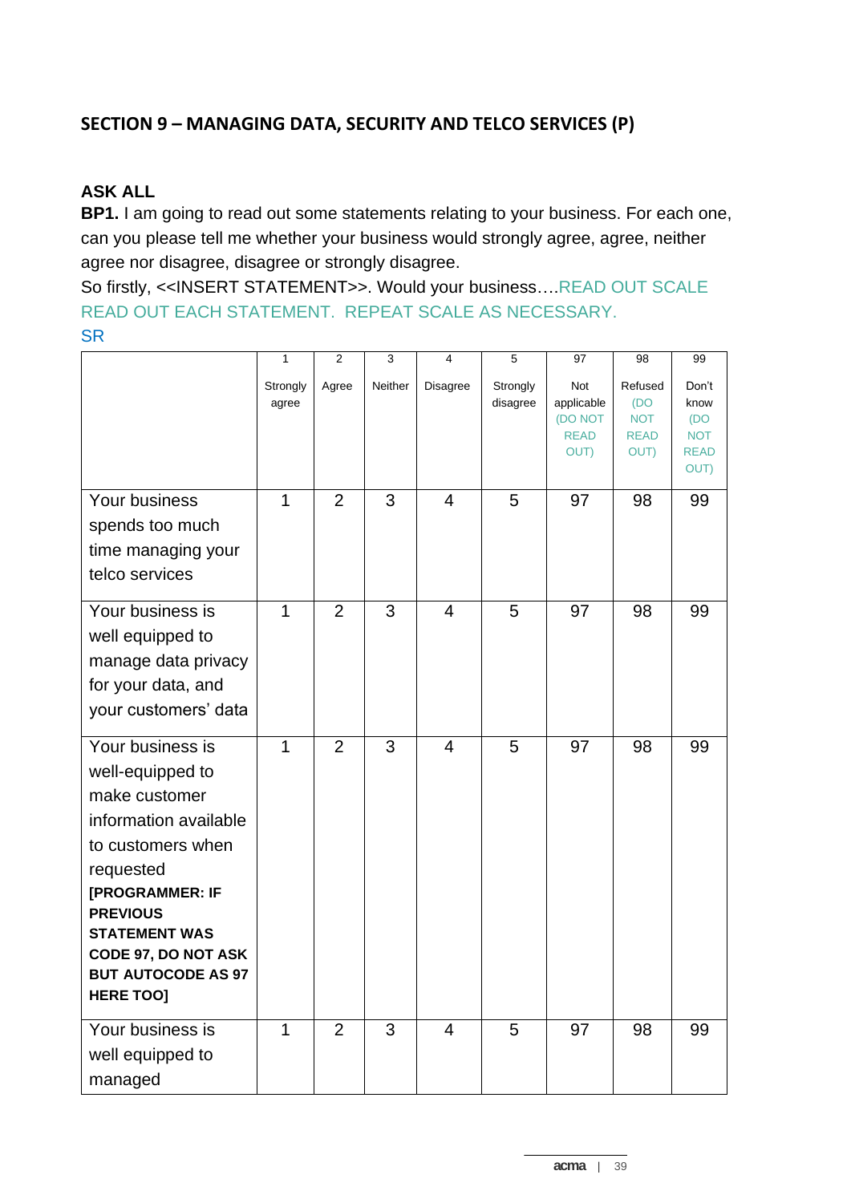## SECTION 9 – MANAGING DATA, SECURITY AND TELCO SERVICES (P)

**ASK ALL**

**BP1.** I am going to read out some statements relating to your business. For each one, can you please tell me whether your business would strongly agree, agree, neither agree nor disagree, disagree or strongly disagree.

So firstly, <<INSERT STATEMENT>>. Would your business….READ OUT SCALE READ OUT EACH STATEMENT. REPEAT SCALE AS NECESSARY.

SR

| | 1 Strongly agree | 2 Agree | 3 Neither | 4 Disagree | 5 Strongly disagree | 97 Not applicable (DO NOT READ OUT) | 98 Refused (DO NOT READ OUT) | 99 Don't know (DO NOT READ OUT) |
|---|---|---|---|---|---|---|---|---|
| Your business spends too much time managing your telco services | 1 | 2 | 3 | 4 | 5 | 97 | 98 | 99 |
| Your business is well equipped to manage data privacy for your data, and your customers' data | 1 | 2 | 3 | 4 | 5 | 97 | 98 | 99 |
| Your business is well-equipped to make customer information available to customers when requested **[PROGRAMMER: IF PREVIOUS STATEMENT WAS CODE 97, DO NOT ASK BUT AUTOCODE AS 97 HERE TOO]** | 1 | 2 | 3 | 4 | 5 | 97 | 98 | 99 |
| Your business is well equipped to managed | 1 | 2 | 3 | 4 | 5 | 97 | 98 | 99 |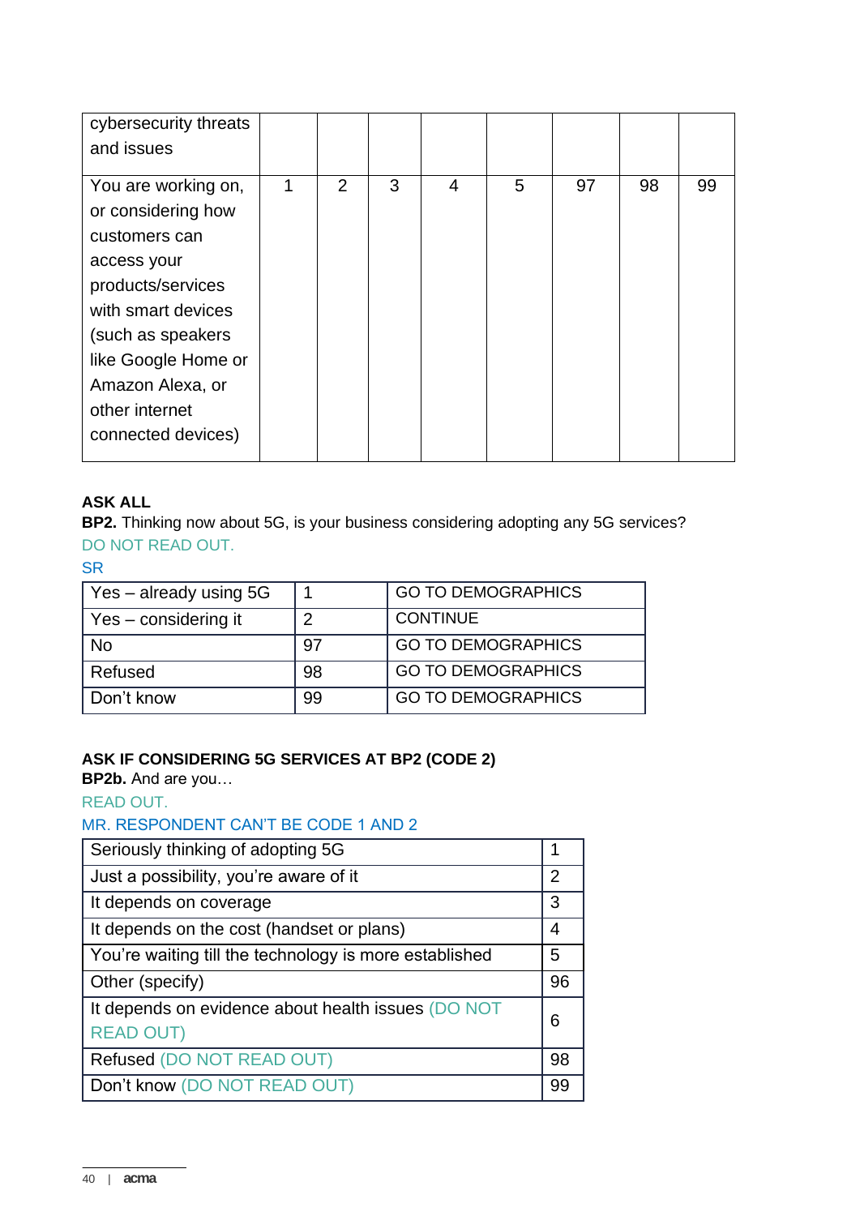| cybersecurity threats and issues | | | | | | | | |
|---|---|---|---|---|---|---|---|---|
| You are working on, or considering how customers can access your products/services with smart devices (such as speakers like Google Home or Amazon Alexa, or other internet connected devices) | 1 | 2 | 3 | 4 | 5 | 97 | 98 | 99 |

**ASK ALL**

**BP2.** Thinking now about 5G, is your business considering adopting any 5G services?

DO NOT READ OUT.

SR

| Yes – already using 5G | 1 | GO TO DEMOGRAPHICS |
|---|---|---|
| Yes – considering it | 2 | CONTINUE |
| No | 97 | GO TO DEMOGRAPHICS |
| Refused | 98 | GO TO DEMOGRAPHICS |
| Don't know | 99 | GO TO DEMOGRAPHICS |

**ASK IF CONSIDERING 5G SERVICES AT BP2 (CODE 2)**

**BP2b.** And are you…

READ OUT.

MR. RESPONDENT CAN'T BE CODE 1 AND 2

| Seriously thinking of adopting 5G | 1 |
|---|---|
| Just a possibility, you're aware of it | 2 |
| It depends on coverage | 3 |
| It depends on the cost (handset or plans) | 4 |
| You're waiting till the technology is more established | 5 |
| Other (specify) | 96 |
| It depends on evidence about health issues (DO NOT READ OUT) | 6 |
| Refused (DO NOT READ OUT) | 98 |
| Don't know (DO NOT READ OUT) | 99 |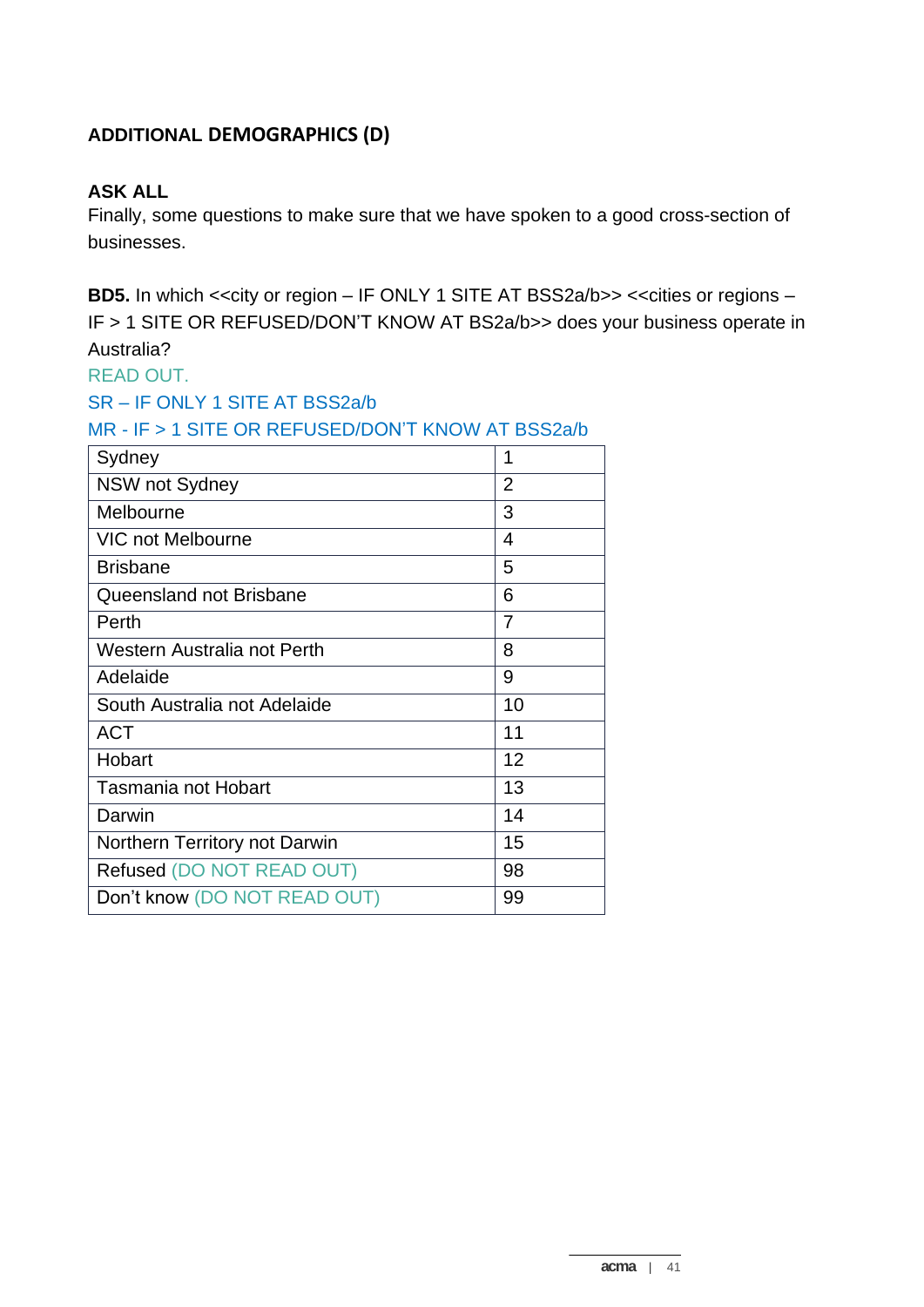## ADDITIONAL DEMOGRAPHICS (D)

**ASK ALL**

Finally, some questions to make sure that we have spoken to a good cross-section of businesses.

**BD5.** In which <<city or region – IF ONLY 1 SITE AT BSS2a/b>> <<cities or regions – IF > 1 SITE OR REFUSED/DON'T KNOW AT BS2a/b>> does your business operate in Australia?

READ OUT.

SR – IF ONLY 1 SITE AT BSS2a/b

MR - IF > 1 SITE OR REFUSED/DON'T KNOW AT BSS2a/b

| | |
|---|---|
| Sydney | 1 |
| NSW not Sydney | 2 |
| Melbourne | 3 |
| VIC not Melbourne | 4 |
| Brisbane | 5 |
| Queensland not Brisbane | 6 |
| Perth | 7 |
| Western Australia not Perth | 8 |
| Adelaide | 9 |
| South Australia not Adelaide | 10 |
| ACT | 11 |
| Hobart | 12 |
| Tasmania not Hobart | 13 |
| Darwin | 14 |
| Northern Territory not Darwin | 15 |
| Refused (DO NOT READ OUT) | 98 |
| Don't know (DO NOT READ OUT) | 99 |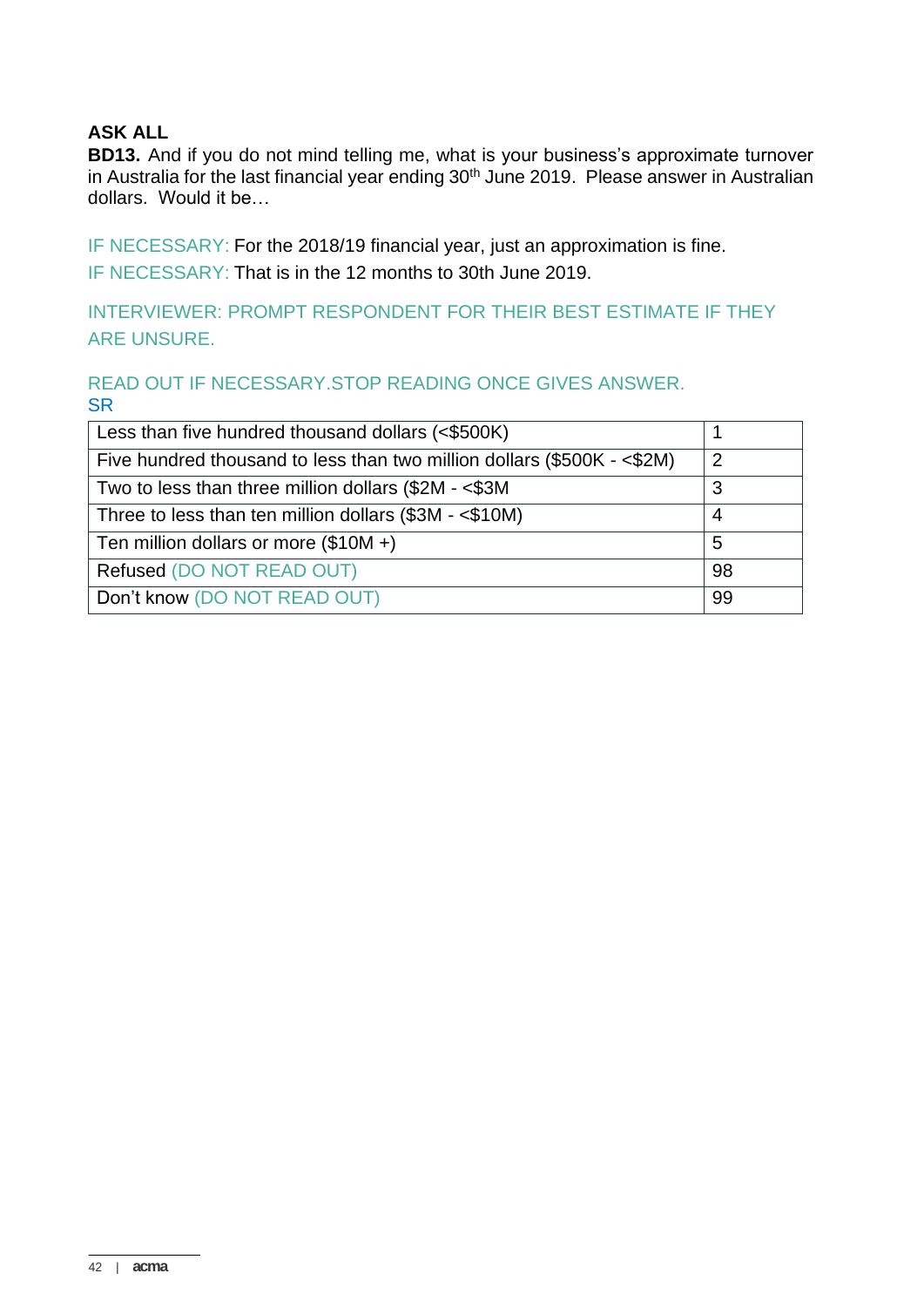**ASK ALL**

**BD13.** And if you do not mind telling me, what is your business's approximate turnover in Australia for the last financial year ending 30th June 2019. Please answer in Australian dollars. Would it be…

IF NECESSARY: For the 2018/19 financial year, just an approximation is fine.

IF NECESSARY: That is in the 12 months to 30th June 2019.

INTERVIEWER: PROMPT RESPONDENT FOR THEIR BEST ESTIMATE IF THEY ARE UNSURE.

READ OUT IF NECESSARY.STOP READING ONCE GIVES ANSWER.

SR

| | |
|---|---|
| Less than five hundred thousand dollars (<$500K) | 1 |
| Five hundred thousand to less than two million dollars ($500K - <$2M) | 2 |
| Two to less than three million dollars ($2M - <$3M | 3 |
| Three to less than ten million dollars ($3M - <$10M) | 4 |
| Ten million dollars or more ($10M +) | 5 |
| Refused (DO NOT READ OUT) | 98 |
| Don't know (DO NOT READ OUT) | 99 |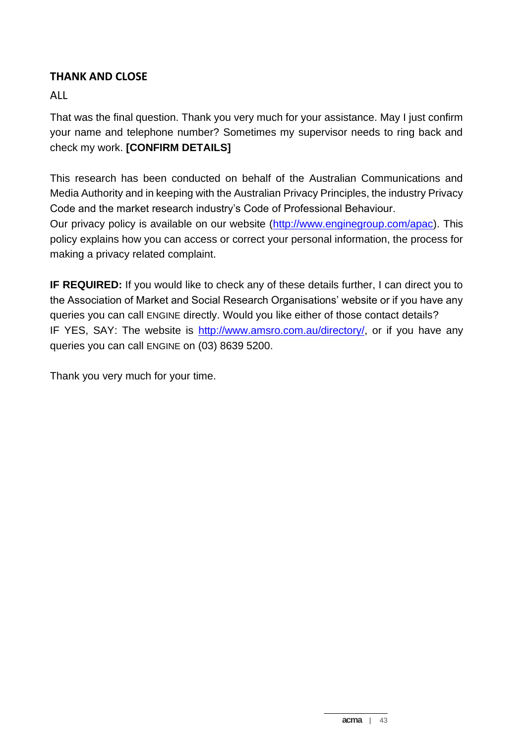## THANK AND CLOSE

ALL

That was the final question. Thank you very much for your assistance. May I just confirm your name and telephone number? Sometimes my supervisor needs to ring back and check my work. **[CONFIRM DETAILS]**

This research has been conducted on behalf of the Australian Communications and Media Authority and in keeping with the Australian Privacy Principles, the industry Privacy Code and the market research industry's Code of Professional Behaviour.
Our privacy policy is available on our website (http://www.enginegroup.com/apac). This policy explains how you can access or correct your personal information, the process for making a privacy related complaint.

**IF REQUIRED:** If you would like to check any of these details further, I can direct you to the Association of Market and Social Research Organisations' website or if you have any queries you can call ENGINE directly. Would you like either of those contact details?
IF YES, SAY: The website is http://www.amsro.com.au/directory/, or if you have any queries you can call ENGINE on (03) 8639 5200.

Thank you very much for your time.